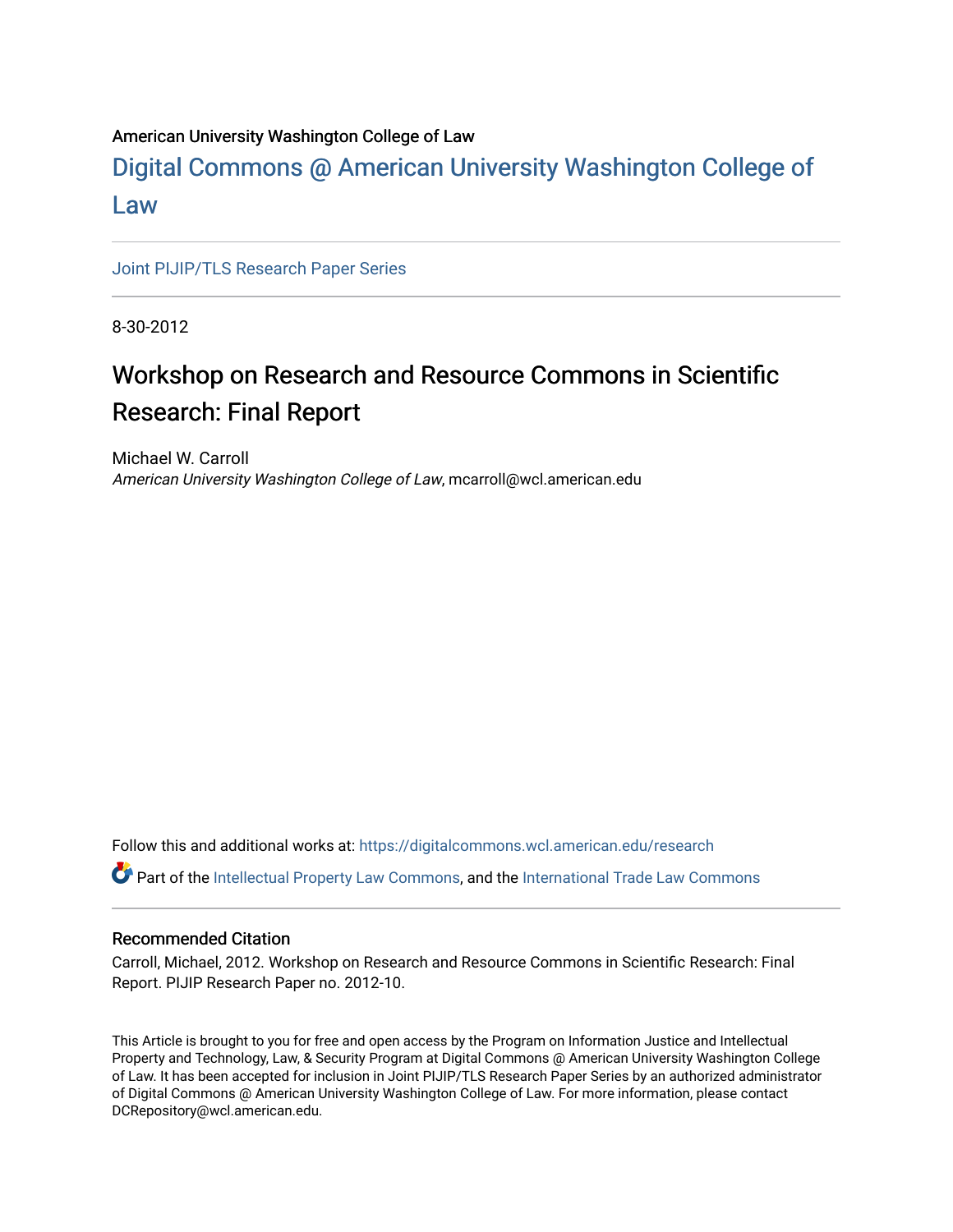American University Washington College of Law

# Digital Commons @ American University Washington College of Law

Joint PIJIP/TLS Research Paper Series

8-30-2012

# Workshop on Research and Resource Commons in Scientific Research: Final Report

Michael W. Carroll
*American University Washington College of Law*, mcarroll@wcl.american.edu

Follow this and additional works at: https://digitalcommons.wcl.american.edu/research

Part of the Intellectual Property Law Commons, and the International Trade Law Commons

## Recommended Citation

Carroll, Michael, 2012. Workshop on Research and Resource Commons in Scientific Research: Final Report. PIJIP Research Paper no. 2012-10.

This Article is brought to you for free and open access by the Program on Information Justice and Intellectual Property and Technology, Law, & Security Program at Digital Commons @ American University Washington College of Law. It has been accepted for inclusion in Joint PIJIP/TLS Research Paper Series by an authorized administrator of Digital Commons @ American University Washington College of Law. For more information, please contact DCRepository@wcl.american.edu.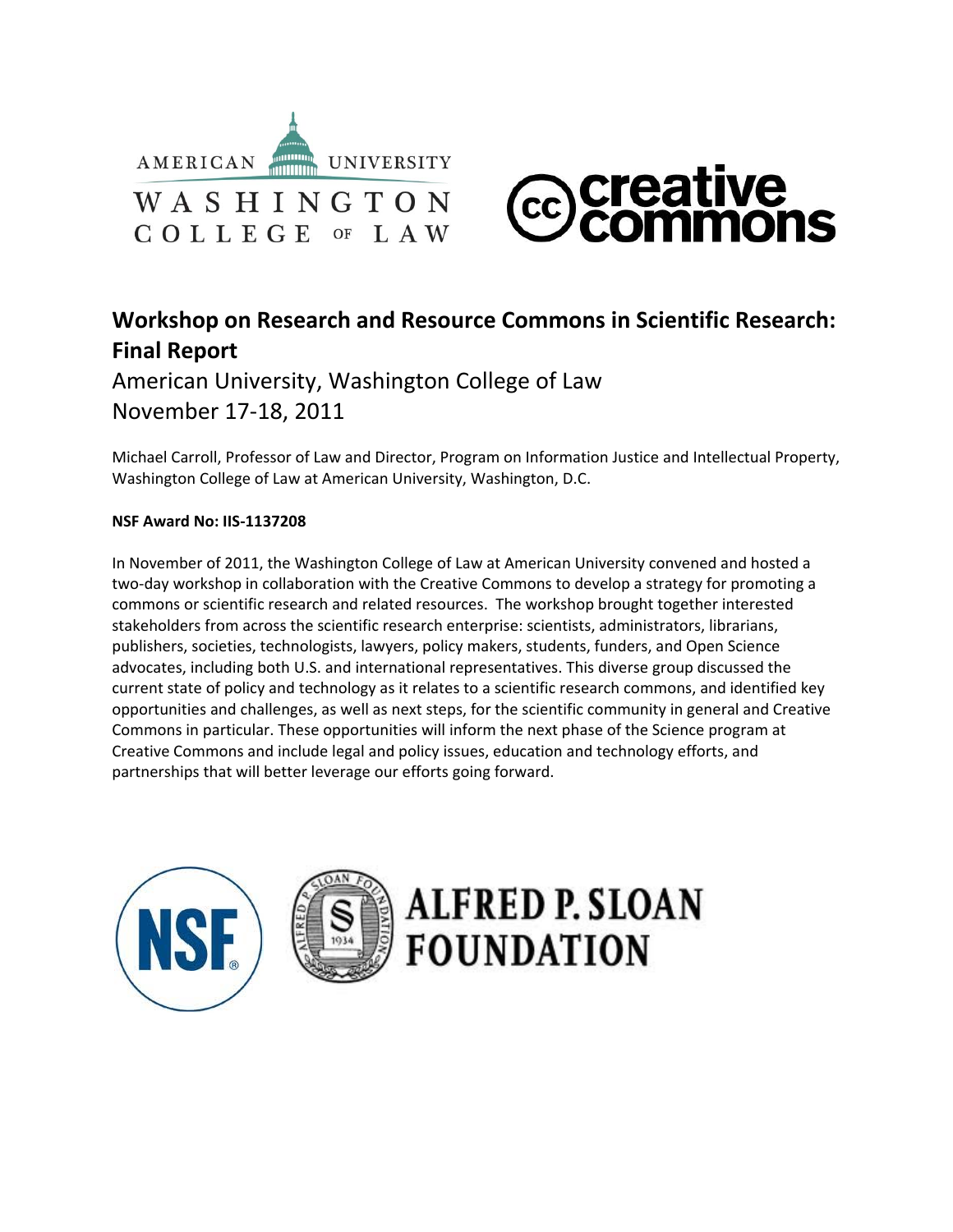# Workshop on Research and Resource Commons in Scientific Research: Final Report

American University, Washington College of Law

November 17-18, 2011

Michael Carroll, Professor of Law and Director, Program on Information Justice and Intellectual Property, Washington College of Law at American University, Washington, D.C.

**NSF Award No: IIS-1137208**

In November of 2011, the Washington College of Law at American University convened and hosted a two-day workshop in collaboration with the Creative Commons to develop a strategy for promoting a commons or scientific research and related resources. The workshop brought together interested stakeholders from across the scientific research enterprise: scientists, administrators, librarians, publishers, societies, technologists, lawyers, policy makers, students, funders, and Open Science advocates, including both U.S. and international representatives. This diverse group discussed the current state of policy and technology as it relates to a scientific research commons, and identified key opportunities and challenges, as well as next steps, for the scientific community in general and Creative Commons in particular. These opportunities will inform the next phase of the Science program at Creative Commons and include legal and policy issues, education and technology efforts, and partnerships that will better leverage our efforts going forward.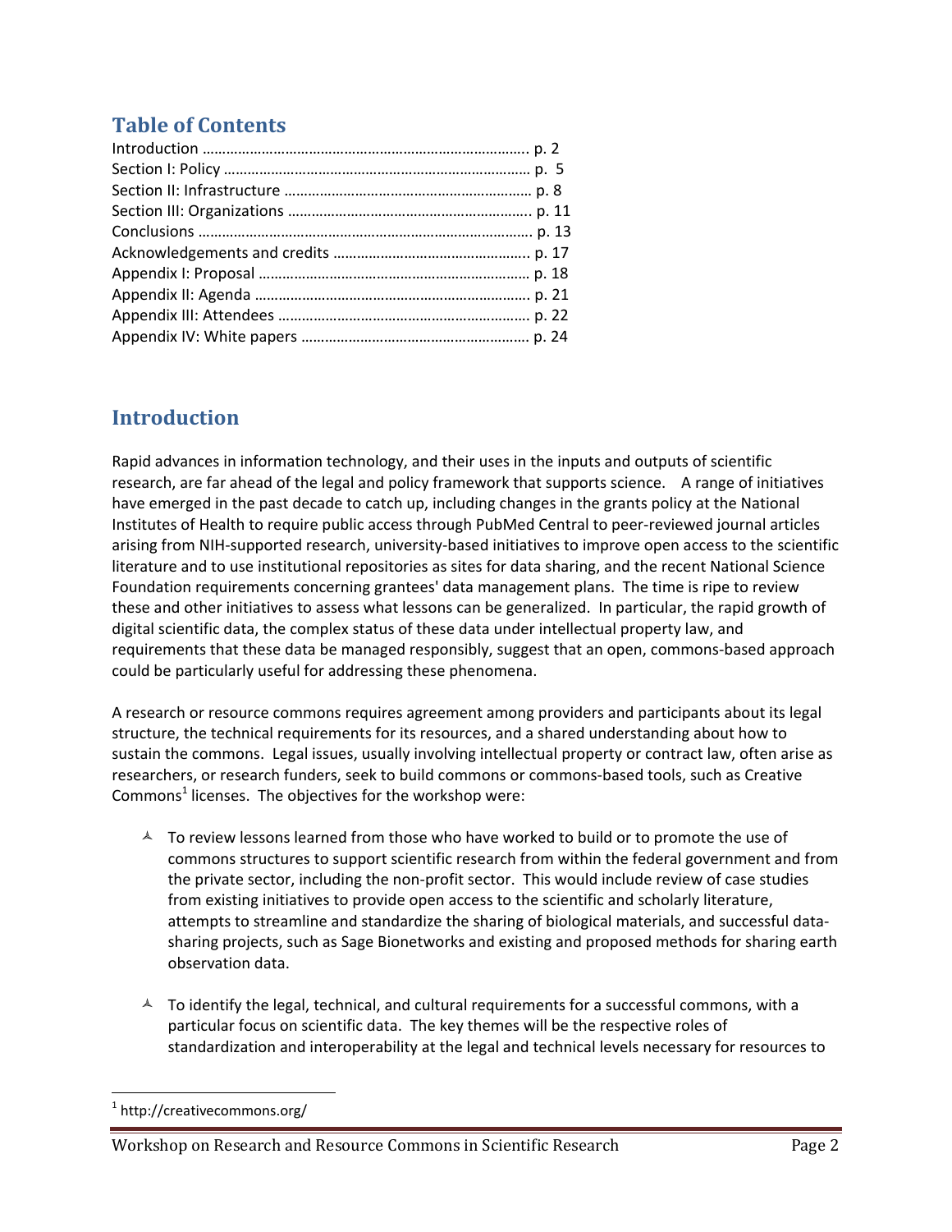## Table of Contents

Introduction ……………………………………………………………………….. p. 2
Section I: Policy …………………………………………………………………… p. 5
Section II: Infrastructure ……………………………………………………… p. 8
Section III: Organizations ……………………………………………………... p. 11
Conclusions …………………………………………………………………………… p. 13
Acknowledgements and credits ………………………………………….. p. 17
Appendix I: Proposal ……………………………………………………………. p. 18
Appendix II: Agenda …………………………………………………………….. p. 21
Appendix III: Attendees ……………………………………………………….. p. 22
Appendix IV: White papers ………………………………………………….. p. 24

## Introduction

Rapid advances in information technology, and their uses in the inputs and outputs of scientific research, are far ahead of the legal and policy framework that supports science. A range of initiatives have emerged in the past decade to catch up, including changes in the grants policy at the National Institutes of Health to require public access through PubMed Central to peer-reviewed journal articles arising from NIH-supported research, university-based initiatives to improve open access to the scientific literature and to use institutional repositories as sites for data sharing, and the recent National Science Foundation requirements concerning grantees' data management plans. The time is ripe to review these and other initiatives to assess what lessons can be generalized. In particular, the rapid growth of digital scientific data, the complex status of these data under intellectual property law, and requirements that these data be managed responsibly, suggest that an open, commons-based approach could be particularly useful for addressing these phenomena.

A research or resource commons requires agreement among providers and participants about its legal structure, the technical requirements for its resources, and a shared understanding about how to sustain the commons. Legal issues, usually involving intellectual property or contract law, often arise as researchers, or research funders, seek to build commons or commons-based tools, such as Creative Commons[1] licenses. The objectives for the workshop were:

- To review lessons learned from those who have worked to build or to promote the use of commons structures to support scientific research from within the federal government and from the private sector, including the non-profit sector. This would include review of case studies from existing initiatives to provide open access to the scientific and scholarly literature, attempts to streamline and standardize the sharing of biological materials, and successful data-sharing projects, such as Sage Bionetworks and existing and proposed methods for sharing earth observation data.
- To identify the legal, technical, and cultural requirements for a successful commons, with a particular focus on scientific data. The key themes will be the respective roles of standardization and interoperability at the legal and technical levels necessary for resources to

[1] http://creativecommons.org/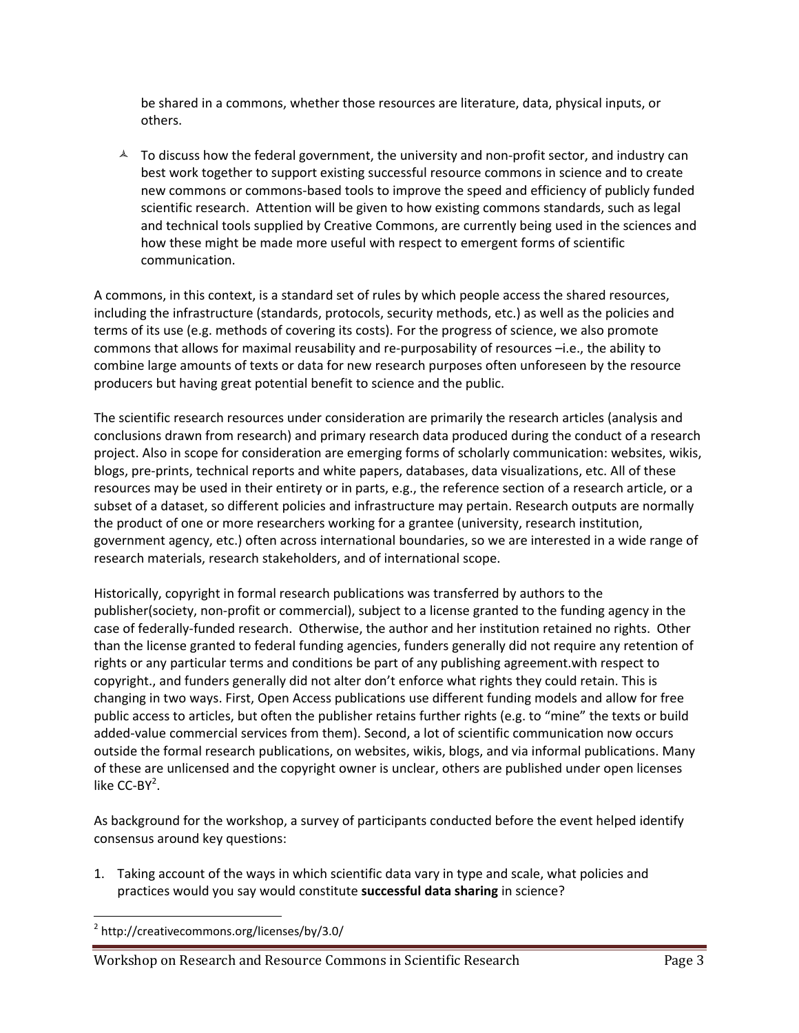be shared in a commons, whether those resources are literature, data, physical inputs, or others.

- To discuss how the federal government, the university and non-profit sector, and industry can best work together to support existing successful resource commons in science and to create new commons or commons-based tools to improve the speed and efficiency of publicly funded scientific research. Attention will be given to how existing commons standards, such as legal and technical tools supplied by Creative Commons, are currently being used in the sciences and how these might be made more useful with respect to emergent forms of scientific communication.

A commons, in this context, is a standard set of rules by which people access the shared resources, including the infrastructure (standards, protocols, security methods, etc.) as well as the policies and terms of its use (e.g. methods of covering its costs). For the progress of science, we also promote commons that allows for maximal reusability and re-purposability of resources –i.e., the ability to combine large amounts of texts or data for new research purposes often unforeseen by the resource producers but having great potential benefit to science and the public.

The scientific research resources under consideration are primarily the research articles (analysis and conclusions drawn from research) and primary research data produced during the conduct of a research project. Also in scope for consideration are emerging forms of scholarly communication: websites, wikis, blogs, pre-prints, technical reports and white papers, databases, data visualizations, etc. All of these resources may be used in their entirety or in parts, e.g., the reference section of a research article, or a subset of a dataset, so different policies and infrastructure may pertain. Research outputs are normally the product of one or more researchers working for a grantee (university, research institution, government agency, etc.) often across international boundaries, so we are interested in a wide range of research materials, research stakeholders, and of international scope.

Historically, copyright in formal research publications was transferred by authors to the publisher(society, non-profit or commercial), subject to a license granted to the funding agency in the case of federally-funded research. Otherwise, the author and her institution retained no rights. Other than the license granted to federal funding agencies, funders generally did not require any retention of rights or any particular terms and conditions be part of any publishing agreement.with respect to copyright., and funders generally did not alter don't enforce what rights they could retain. This is changing in two ways. First, Open Access publications use different funding models and allow for free public access to articles, but often the publisher retains further rights (e.g. to "mine" the texts or build added-value commercial services from them). Second, a lot of scientific communication now occurs outside the formal research publications, on websites, wikis, blogs, and via informal publications. Many of these are unlicensed and the copyright owner is unclear, others are published under open licenses like CC-BY[2].

As background for the workshop, a survey of participants conducted before the event helped identify consensus around key questions:

1. Taking account of the ways in which scientific data vary in type and scale, what policies and practices would you say would constitute **successful data sharing** in science?

[2] http://creativecommons.org/licenses/by/3.0/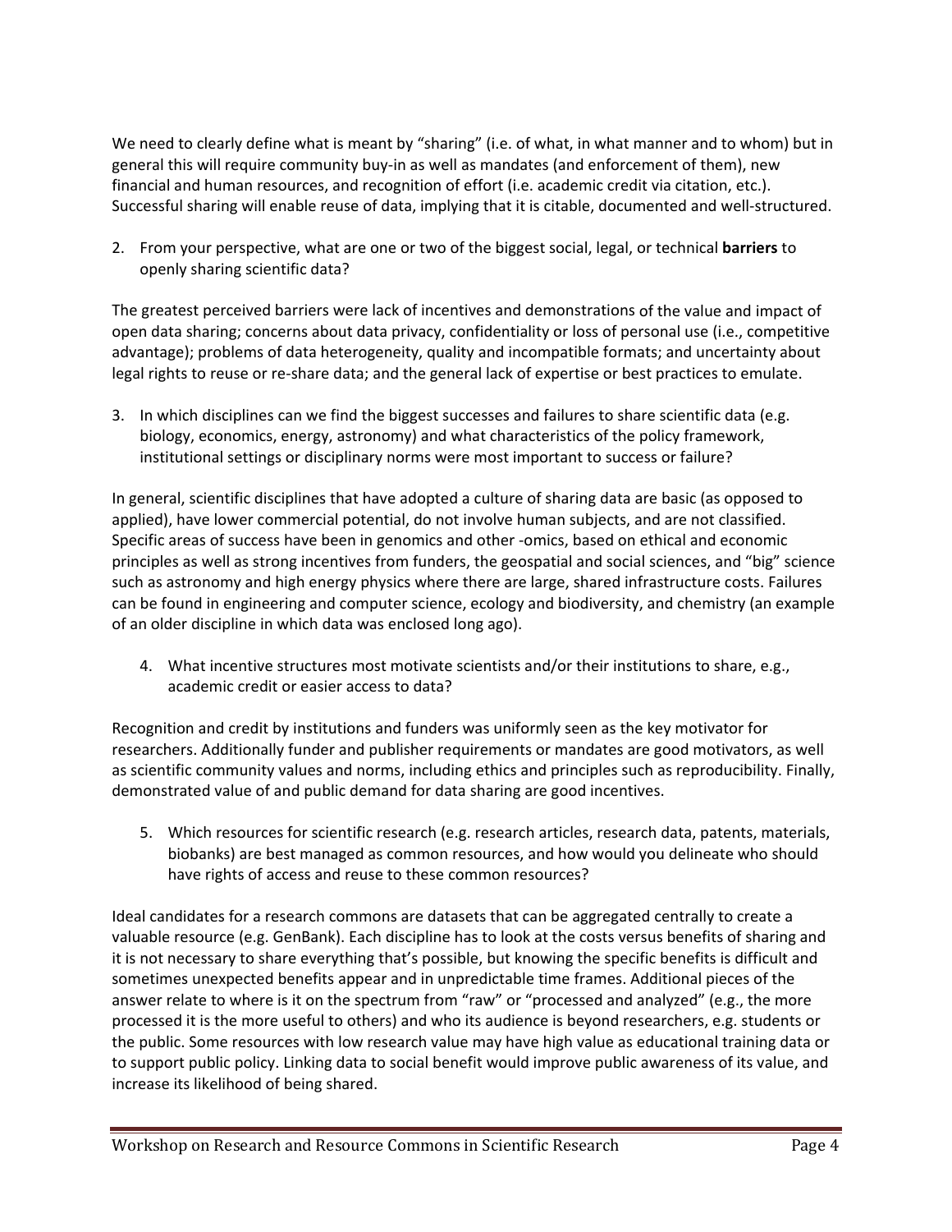We need to clearly define what is meant by "sharing" (i.e. of what, in what manner and to whom) but in general this will require community buy-in as well as mandates (and enforcement of them), new financial and human resources, and recognition of effort (i.e. academic credit via citation, etc.). Successful sharing will enable reuse of data, implying that it is citable, documented and well-structured.

2. From your perspective, what are one or two of the biggest social, legal, or technical **barriers** to openly sharing scientific data?

The greatest perceived barriers were lack of incentives and demonstrations of the value and impact of open data sharing; concerns about data privacy, confidentiality or loss of personal use (i.e., competitive advantage); problems of data heterogeneity, quality and incompatible formats; and uncertainty about legal rights to reuse or re-share data; and the general lack of expertise or best practices to emulate.

3. In which disciplines can we find the biggest successes and failures to share scientific data (e.g. biology, economics, energy, astronomy) and what characteristics of the policy framework, institutional settings or disciplinary norms were most important to success or failure?

In general, scientific disciplines that have adopted a culture of sharing data are basic (as opposed to applied), have lower commercial potential, do not involve human subjects, and are not classified. Specific areas of success have been in genomics and other -omics, based on ethical and economic principles as well as strong incentives from funders, the geospatial and social sciences, and "big" science such as astronomy and high energy physics where there are large, shared infrastructure costs. Failures can be found in engineering and computer science, ecology and biodiversity, and chemistry (an example of an older discipline in which data was enclosed long ago).

4. What incentive structures most motivate scientists and/or their institutions to share, e.g., academic credit or easier access to data?

Recognition and credit by institutions and funders was uniformly seen as the key motivator for researchers. Additionally funder and publisher requirements or mandates are good motivators, as well as scientific community values and norms, including ethics and principles such as reproducibility. Finally, demonstrated value of and public demand for data sharing are good incentives.

5. Which resources for scientific research (e.g. research articles, research data, patents, materials, biobanks) are best managed as common resources, and how would you delineate who should have rights of access and reuse to these common resources?

Ideal candidates for a research commons are datasets that can be aggregated centrally to create a valuable resource (e.g. GenBank). Each discipline has to look at the costs versus benefits of sharing and it is not necessary to share everything that's possible, but knowing the specific benefits is difficult and sometimes unexpected benefits appear and in unpredictable time frames. Additional pieces of the answer relate to where is it on the spectrum from "raw" or "processed and analyzed" (e.g., the more processed it is the more useful to others) and who its audience is beyond researchers, e.g. students or the public. Some resources with low research value may have high value as educational training data or to support public policy. Linking data to social benefit would improve public awareness of its value, and increase its likelihood of being shared.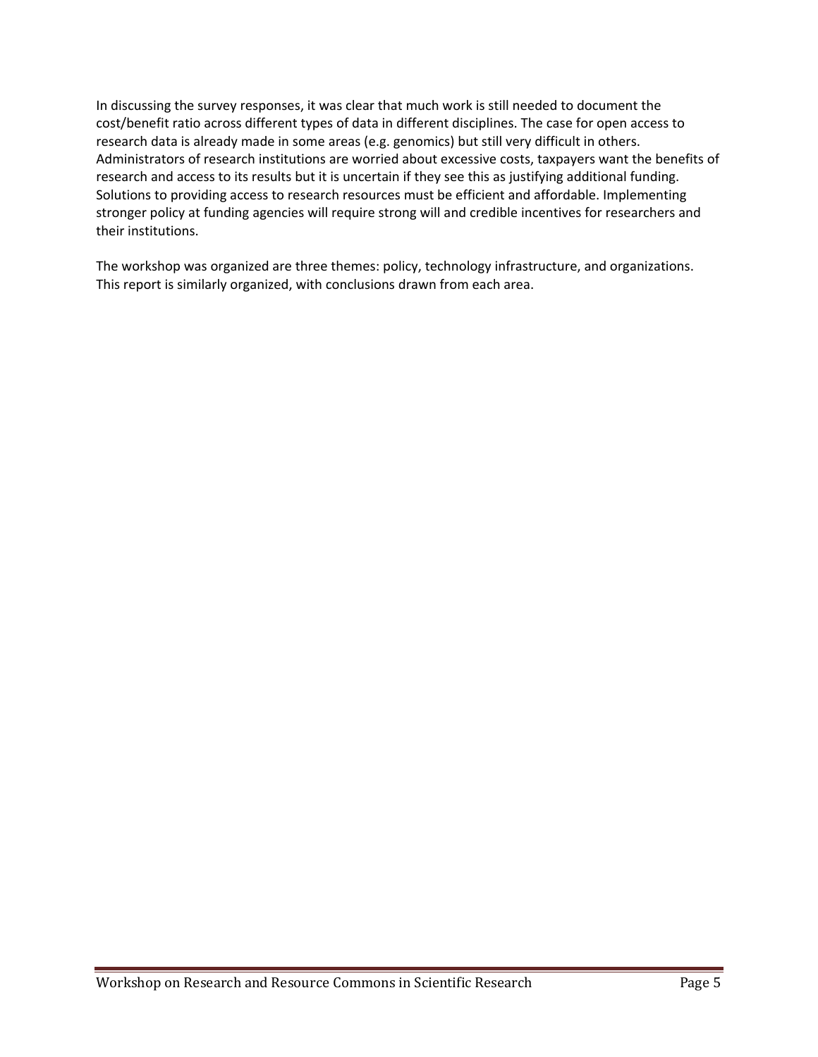In discussing the survey responses, it was clear that much work is still needed to document the cost/benefit ratio across different types of data in different disciplines. The case for open access to research data is already made in some areas (e.g. genomics) but still very difficult in others. Administrators of research institutions are worried about excessive costs, taxpayers want the benefits of research and access to its results but it is uncertain if they see this as justifying additional funding. Solutions to providing access to research resources must be efficient and affordable. Implementing stronger policy at funding agencies will require strong will and credible incentives for researchers and their institutions.

The workshop was organized are three themes: policy, technology infrastructure, and organizations. This report is similarly organized, with conclusions drawn from each area.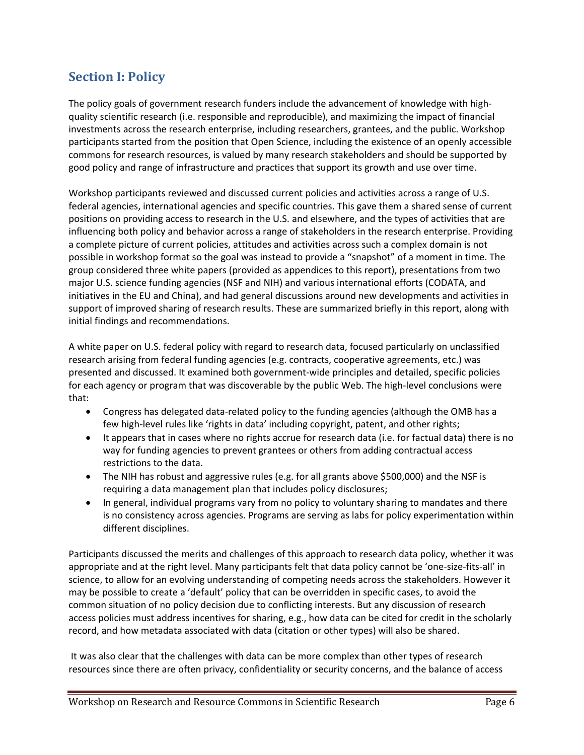## Section I: Policy

The policy goals of government research funders include the advancement of knowledge with high-quality scientific research (i.e. responsible and reproducible), and maximizing the impact of financial investments across the research enterprise, including researchers, grantees, and the public. Workshop participants started from the position that Open Science, including the existence of an openly accessible commons for research resources, is valued by many research stakeholders and should be supported by good policy and range of infrastructure and practices that support its growth and use over time.

Workshop participants reviewed and discussed current policies and activities across a range of U.S. federal agencies, international agencies and specific countries. This gave them a shared sense of current positions on providing access to research in the U.S. and elsewhere, and the types of activities that are influencing both policy and behavior across a range of stakeholders in the research enterprise. Providing a complete picture of current policies, attitudes and activities across such a complex domain is not possible in workshop format so the goal was instead to provide a "snapshot" of a moment in time. The group considered three white papers (provided as appendices to this report), presentations from two major U.S. science funding agencies (NSF and NIH) and various international efforts (CODATA, and initiatives in the EU and China), and had general discussions around new developments and activities in support of improved sharing of research results. These are summarized briefly in this report, along with initial findings and recommendations.

A white paper on U.S. federal policy with regard to research data, focused particularly on unclassified research arising from federal funding agencies (e.g. contracts, cooperative agreements, etc.) was presented and discussed. It examined both government-wide principles and detailed, specific policies for each agency or program that was discoverable by the public Web. The high-level conclusions were that:

- Congress has delegated data-related policy to the funding agencies (although the OMB has a few high-level rules like 'rights in data' including copyright, patent, and other rights;
- It appears that in cases where no rights accrue for research data (i.e. for factual data) there is no way for funding agencies to prevent grantees or others from adding contractual access restrictions to the data.
- The NIH has robust and aggressive rules (e.g. for all grants above $500,000) and the NSF is requiring a data management plan that includes policy disclosures;
- In general, individual programs vary from no policy to voluntary sharing to mandates and there is no consistency across agencies. Programs are serving as labs for policy experimentation within different disciplines.

Participants discussed the merits and challenges of this approach to research data policy, whether it was appropriate and at the right level. Many participants felt that data policy cannot be 'one-size-fits-all' in science, to allow for an evolving understanding of competing needs across the stakeholders. However it may be possible to create a 'default' policy that can be overridden in specific cases, to avoid the common situation of no policy decision due to conflicting interests. But any discussion of research access policies must address incentives for sharing, e.g., how data can be cited for credit in the scholarly record, and how metadata associated with data (citation or other types) will also be shared.

It was also clear that the challenges with data can be more complex than other types of research resources since there are often privacy, confidentiality or security concerns, and the balance of access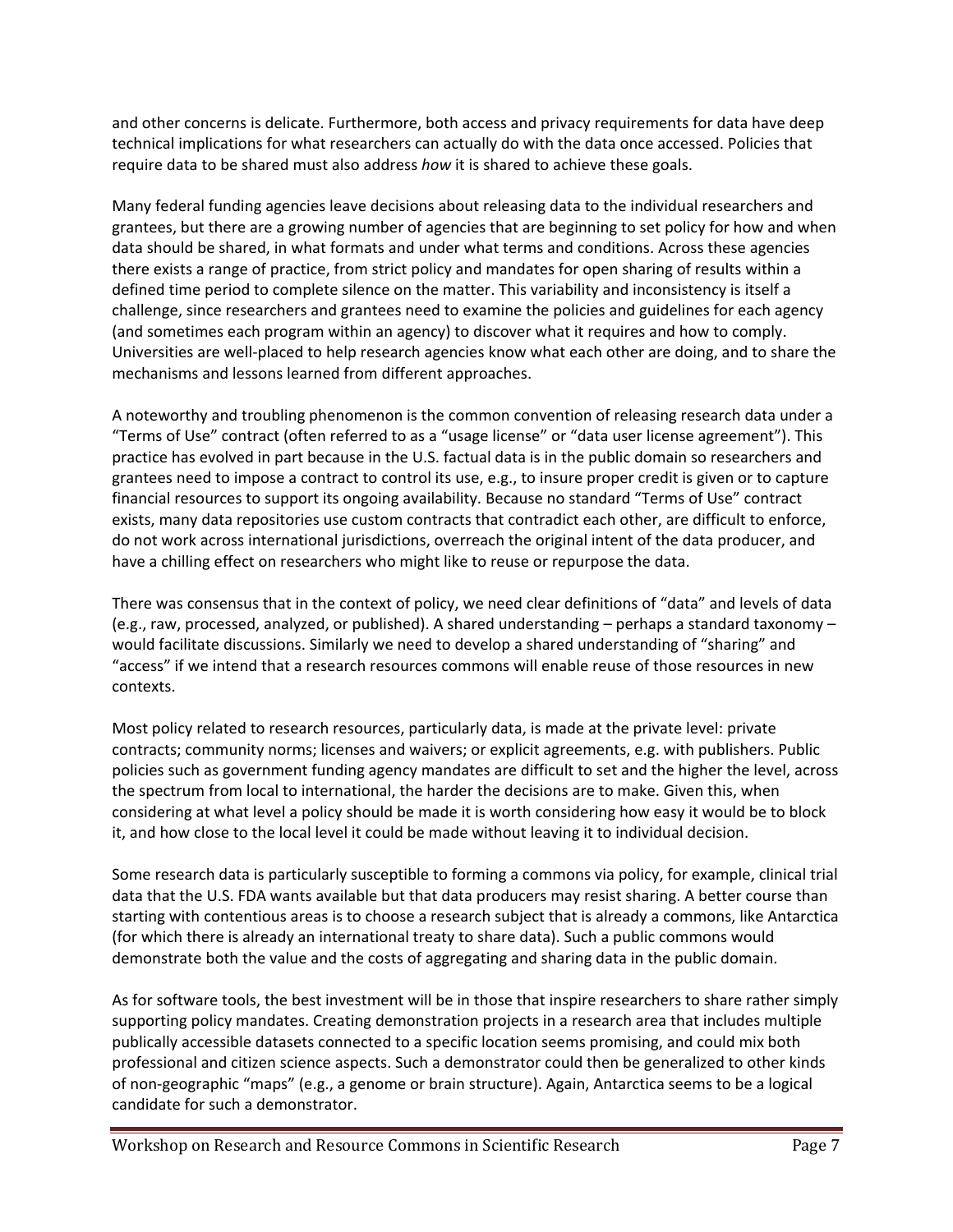and other concerns is delicate. Furthermore, both access and privacy requirements for data have deep technical implications for what researchers can actually do with the data once accessed. Policies that require data to be shared must also address *how* it is shared to achieve these goals.

Many federal funding agencies leave decisions about releasing data to the individual researchers and grantees, but there are a growing number of agencies that are beginning to set policy for how and when data should be shared, in what formats and under what terms and conditions. Across these agencies there exists a range of practice, from strict policy and mandates for open sharing of results within a defined time period to complete silence on the matter. This variability and inconsistency is itself a challenge, since researchers and grantees need to examine the policies and guidelines for each agency (and sometimes each program within an agency) to discover what it requires and how to comply. Universities are well-placed to help research agencies know what each other are doing, and to share the mechanisms and lessons learned from different approaches.

A noteworthy and troubling phenomenon is the common convention of releasing research data under a "Terms of Use" contract (often referred to as a "usage license" or "data user license agreement"). This practice has evolved in part because in the U.S. factual data is in the public domain so researchers and grantees need to impose a contract to control its use, e.g., to insure proper credit is given or to capture financial resources to support its ongoing availability. Because no standard "Terms of Use" contract exists, many data repositories use custom contracts that contradict each other, are difficult to enforce, do not work across international jurisdictions, overreach the original intent of the data producer, and have a chilling effect on researchers who might like to reuse or repurpose the data.

There was consensus that in the context of policy, we need clear definitions of "data" and levels of data (e.g., raw, processed, analyzed, or published). A shared understanding – perhaps a standard taxonomy – would facilitate discussions. Similarly we need to develop a shared understanding of "sharing" and "access" if we intend that a research resources commons will enable reuse of those resources in new contexts.

Most policy related to research resources, particularly data, is made at the private level: private contracts; community norms; licenses and waivers; or explicit agreements, e.g. with publishers. Public policies such as government funding agency mandates are difficult to set and the higher the level, across the spectrum from local to international, the harder the decisions are to make. Given this, when considering at what level a policy should be made it is worth considering how easy it would be to block it, and how close to the local level it could be made without leaving it to individual decision.

Some research data is particularly susceptible to forming a commons via policy, for example, clinical trial data that the U.S. FDA wants available but that data producers may resist sharing. A better course than starting with contentious areas is to choose a research subject that is already a commons, like Antarctica (for which there is already an international treaty to share data). Such a public commons would demonstrate both the value and the costs of aggregating and sharing data in the public domain.

As for software tools, the best investment will be in those that inspire researchers to share rather simply supporting policy mandates. Creating demonstration projects in a research area that includes multiple publically accessible datasets connected to a specific location seems promising, and could mix both professional and citizen science aspects. Such a demonstrator could then be generalized to other kinds of non-geographic "maps" (e.g., a genome or brain structure). Again, Antarctica seems to be a logical candidate for such a demonstrator.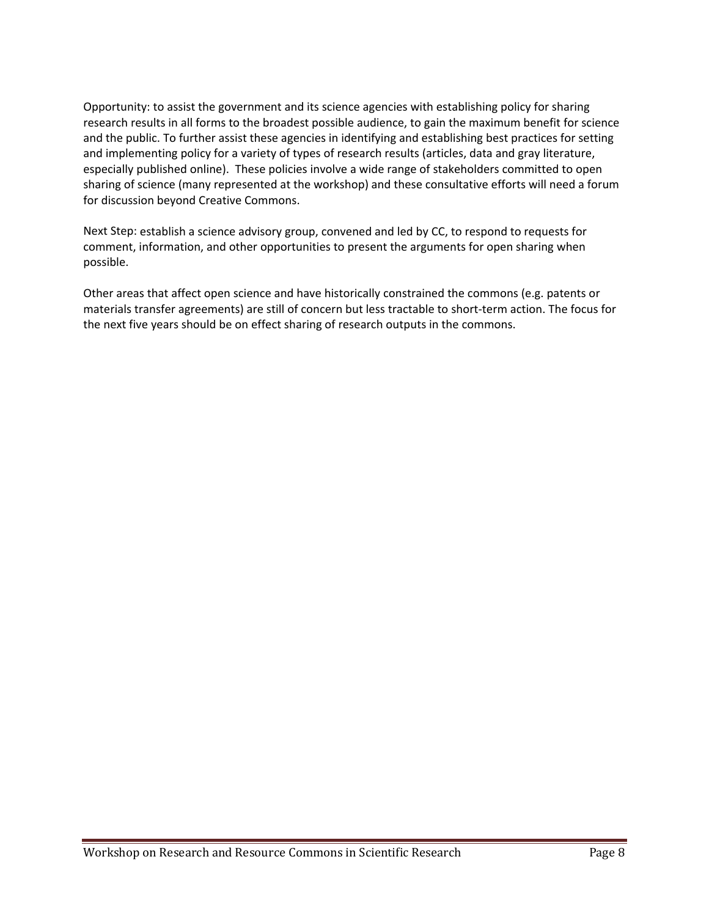Opportunity: to assist the government and its science agencies with establishing policy for sharing research results in all forms to the broadest possible audience, to gain the maximum benefit for science and the public. To further assist these agencies in identifying and establishing best practices for setting and implementing policy for a variety of types of research results (articles, data and gray literature, especially published online). These policies involve a wide range of stakeholders committed to open sharing of science (many represented at the workshop) and these consultative efforts will need a forum for discussion beyond Creative Commons.

Next Step: establish a science advisory group, convened and led by CC, to respond to requests for comment, information, and other opportunities to present the arguments for open sharing when possible.

Other areas that affect open science and have historically constrained the commons (e.g. patents or materials transfer agreements) are still of concern but less tractable to short-term action. The focus for the next five years should be on effect sharing of research outputs in the commons.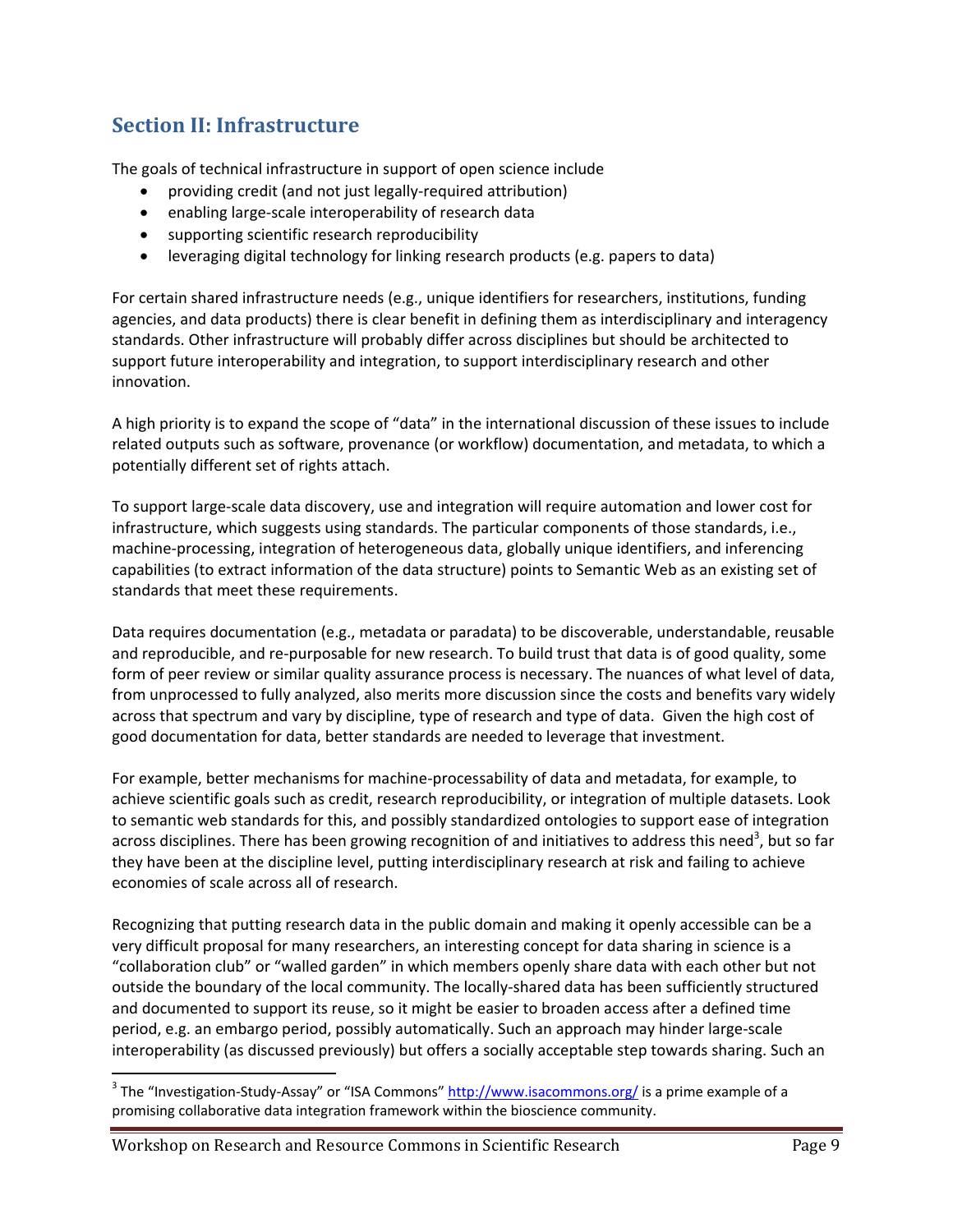## Section II: Infrastructure

The goals of technical infrastructure in support of open science include

- providing credit (and not just legally-required attribution)
- enabling large-scale interoperability of research data
- supporting scientific research reproducibility
- leveraging digital technology for linking research products (e.g. papers to data)

For certain shared infrastructure needs (e.g., unique identifiers for researchers, institutions, funding agencies, and data products) there is clear benefit in defining them as interdisciplinary and interagency standards. Other infrastructure will probably differ across disciplines but should be architected to support future interoperability and integration, to support interdisciplinary research and other innovation.

A high priority is to expand the scope of "data" in the international discussion of these issues to include related outputs such as software, provenance (or workflow) documentation, and metadata, to which a potentially different set of rights attach.

To support large-scale data discovery, use and integration will require automation and lower cost for infrastructure, which suggests using standards. The particular components of those standards, i.e., machine-processing, integration of heterogeneous data, globally unique identifiers, and inferencing capabilities (to extract information of the data structure) points to Semantic Web as an existing set of standards that meet these requirements.

Data requires documentation (e.g., metadata or paradata) to be discoverable, understandable, reusable and reproducible, and re-purposable for new research. To build trust that data is of good quality, some form of peer review or similar quality assurance process is necessary. The nuances of what level of data, from unprocessed to fully analyzed, also merits more discussion since the costs and benefits vary widely across that spectrum and vary by discipline, type of research and type of data. Given the high cost of good documentation for data, better standards are needed to leverage that investment.

For example, better mechanisms for machine-processability of data and metadata, for example, to achieve scientific goals such as credit, research reproducibility, or integration of multiple datasets. Look to semantic web standards for this, and possibly standardized ontologies to support ease of integration across disciplines. There has been growing recognition of and initiatives to address this need[3], but so far they have been at the discipline level, putting interdisciplinary research at risk and failing to achieve economies of scale across all of research.

Recognizing that putting research data in the public domain and making it openly accessible can be a very difficult proposal for many researchers, an interesting concept for data sharing in science is a "collaboration club" or "walled garden" in which members openly share data with each other but not outside the boundary of the local community. The locally-shared data has been sufficiently structured and documented to support its reuse, so it might be easier to broaden access after a defined time period, e.g. an embargo period, possibly automatically. Such an approach may hinder large-scale interoperability (as discussed previously) but offers a socially acceptable step towards sharing. Such an

[3] The "Investigation-Study-Assay" or "ISA Commons" http://www.isacommons.org/ is a prime example of a promising collaborative data integration framework within the bioscience community.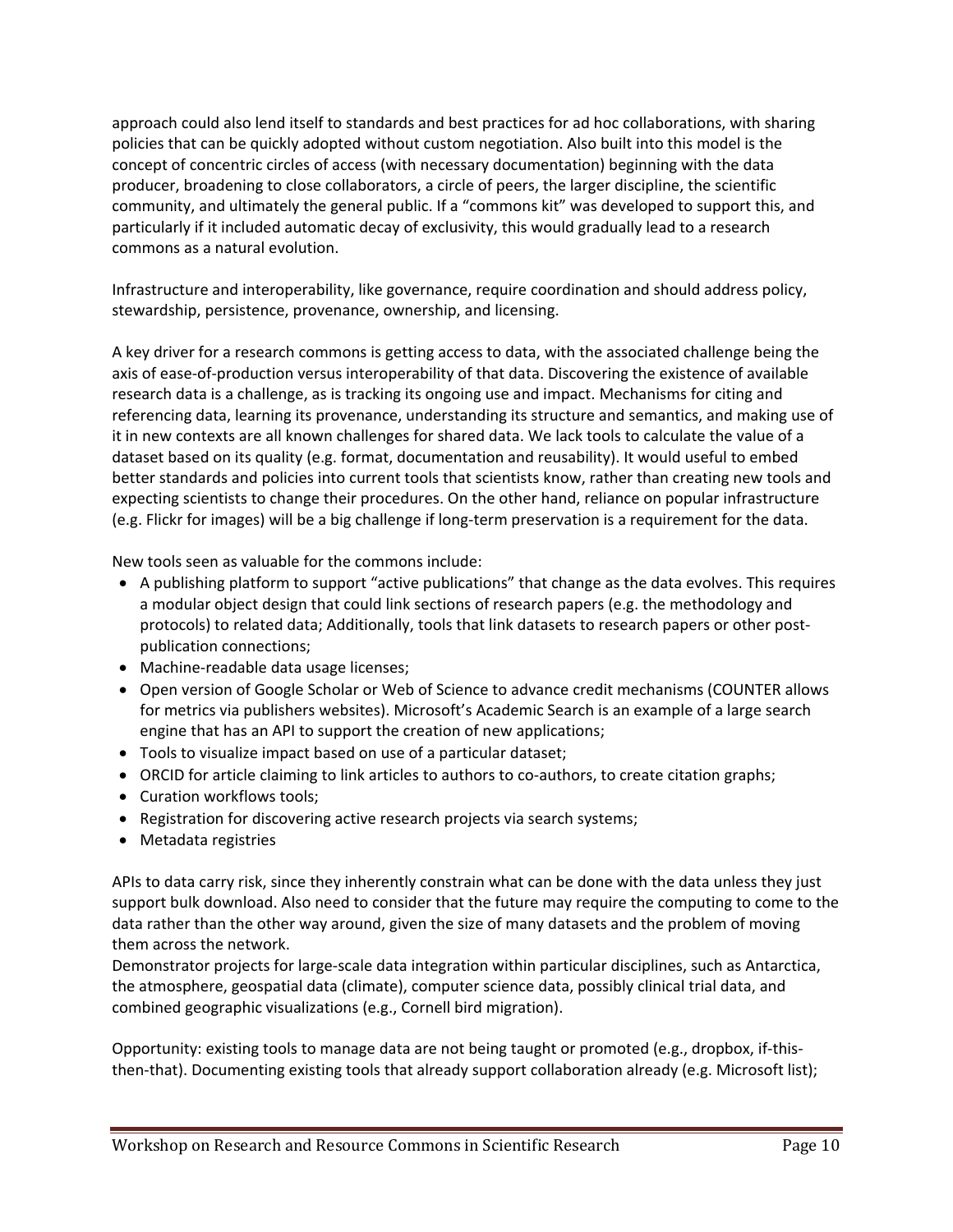approach could also lend itself to standards and best practices for ad hoc collaborations, with sharing policies that can be quickly adopted without custom negotiation. Also built into this model is the concept of concentric circles of access (with necessary documentation) beginning with the data producer, broadening to close collaborators, a circle of peers, the larger discipline, the scientific community, and ultimately the general public. If a "commons kit" was developed to support this, and particularly if it included automatic decay of exclusivity, this would gradually lead to a research commons as a natural evolution.

Infrastructure and interoperability, like governance, require coordination and should address policy, stewardship, persistence, provenance, ownership, and licensing.

A key driver for a research commons is getting access to data, with the associated challenge being the axis of ease-of-production versus interoperability of that data. Discovering the existence of available research data is a challenge, as is tracking its ongoing use and impact. Mechanisms for citing and referencing data, learning its provenance, understanding its structure and semantics, and making use of it in new contexts are all known challenges for shared data. We lack tools to calculate the value of a dataset based on its quality (e.g. format, documentation and reusability). It would useful to embed better standards and policies into current tools that scientists know, rather than creating new tools and expecting scientists to change their procedures. On the other hand, reliance on popular infrastructure (e.g. Flickr for images) will be a big challenge if long-term preservation is a requirement for the data.

New tools seen as valuable for the commons include:

- A publishing platform to support "active publications" that change as the data evolves. This requires a modular object design that could link sections of research papers (e.g. the methodology and protocols) to related data; Additionally, tools that link datasets to research papers or other post-publication connections;
- Machine-readable data usage licenses;
- Open version of Google Scholar or Web of Science to advance credit mechanisms (COUNTER allows for metrics via publishers websites). Microsoft's Academic Search is an example of a large search engine that has an API to support the creation of new applications;
- Tools to visualize impact based on use of a particular dataset;
- ORCID for article claiming to link articles to authors to co-authors, to create citation graphs;
- Curation workflows tools;
- Registration for discovering active research projects via search systems;
- Metadata registries

APIs to data carry risk, since they inherently constrain what can be done with the data unless they just support bulk download. Also need to consider that the future may require the computing to come to the data rather than the other way around, given the size of many datasets and the problem of moving them across the network.
Demonstrator projects for large-scale data integration within particular disciplines, such as Antarctica, the atmosphere, geospatial data (climate), computer science data, possibly clinical trial data, and combined geographic visualizations (e.g., Cornell bird migration).

Opportunity: existing tools to manage data are not being taught or promoted (e.g., dropbox, if-this-then-that). Documenting existing tools that already support collaboration already (e.g. Microsoft list);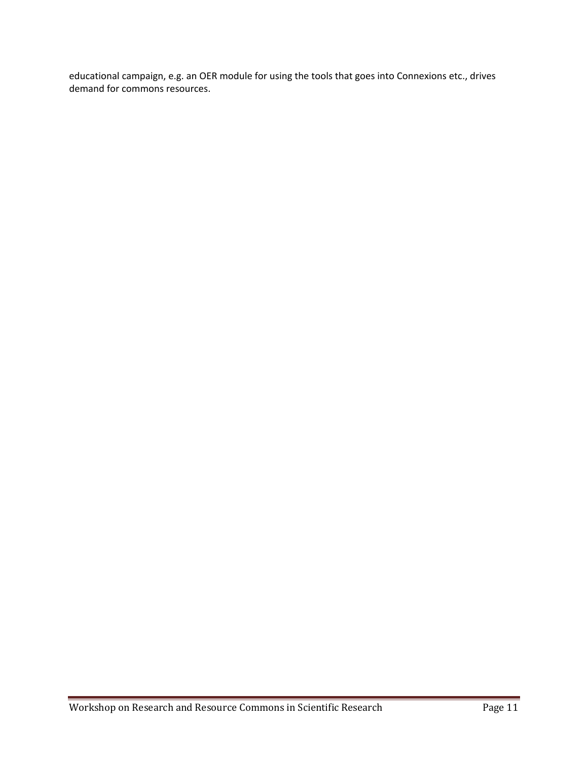educational campaign, e.g. an OER module for using the tools that goes into Connexions etc., drives demand for commons resources.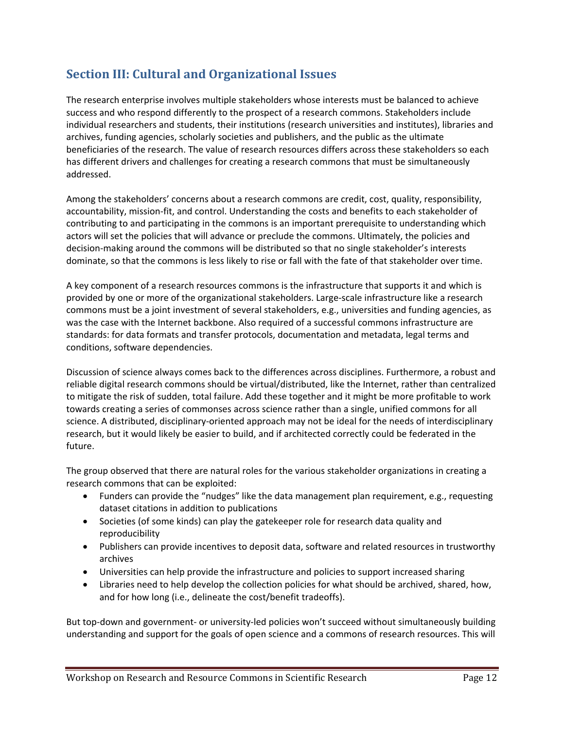## Section III: Cultural and Organizational Issues

The research enterprise involves multiple stakeholders whose interests must be balanced to achieve success and who respond differently to the prospect of a research commons. Stakeholders include individual researchers and students, their institutions (research universities and institutes), libraries and archives, funding agencies, scholarly societies and publishers, and the public as the ultimate beneficiaries of the research. The value of research resources differs across these stakeholders so each has different drivers and challenges for creating a research commons that must be simultaneously addressed.

Among the stakeholders' concerns about a research commons are credit, cost, quality, responsibility, accountability, mission-fit, and control. Understanding the costs and benefits to each stakeholder of contributing to and participating in the commons is an important prerequisite to understanding which actors will set the policies that will advance or preclude the commons. Ultimately, the policies and decision-making around the commons will be distributed so that no single stakeholder's interests dominate, so that the commons is less likely to rise or fall with the fate of that stakeholder over time.

A key component of a research resources commons is the infrastructure that supports it and which is provided by one or more of the organizational stakeholders. Large-scale infrastructure like a research commons must be a joint investment of several stakeholders, e.g., universities and funding agencies, as was the case with the Internet backbone. Also required of a successful commons infrastructure are standards: for data formats and transfer protocols, documentation and metadata, legal terms and conditions, software dependencies.

Discussion of science always comes back to the differences across disciplines. Furthermore, a robust and reliable digital research commons should be virtual/distributed, like the Internet, rather than centralized to mitigate the risk of sudden, total failure. Add these together and it might be more profitable to work towards creating a series of commonses across science rather than a single, unified commons for all science. A distributed, disciplinary-oriented approach may not be ideal for the needs of interdisciplinary research, but it would likely be easier to build, and if architected correctly could be federated in the future.

The group observed that there are natural roles for the various stakeholder organizations in creating a research commons that can be exploited:

- Funders can provide the "nudges" like the data management plan requirement, e.g., requesting dataset citations in addition to publications
- Societies (of some kinds) can play the gatekeeper role for research data quality and reproducibility
- Publishers can provide incentives to deposit data, software and related resources in trustworthy archives
- Universities can help provide the infrastructure and policies to support increased sharing
- Libraries need to help develop the collection policies for what should be archived, shared, how, and for how long (i.e., delineate the cost/benefit tradeoffs).

But top-down and government- or university-led policies won't succeed without simultaneously building understanding and support for the goals of open science and a commons of research resources. This will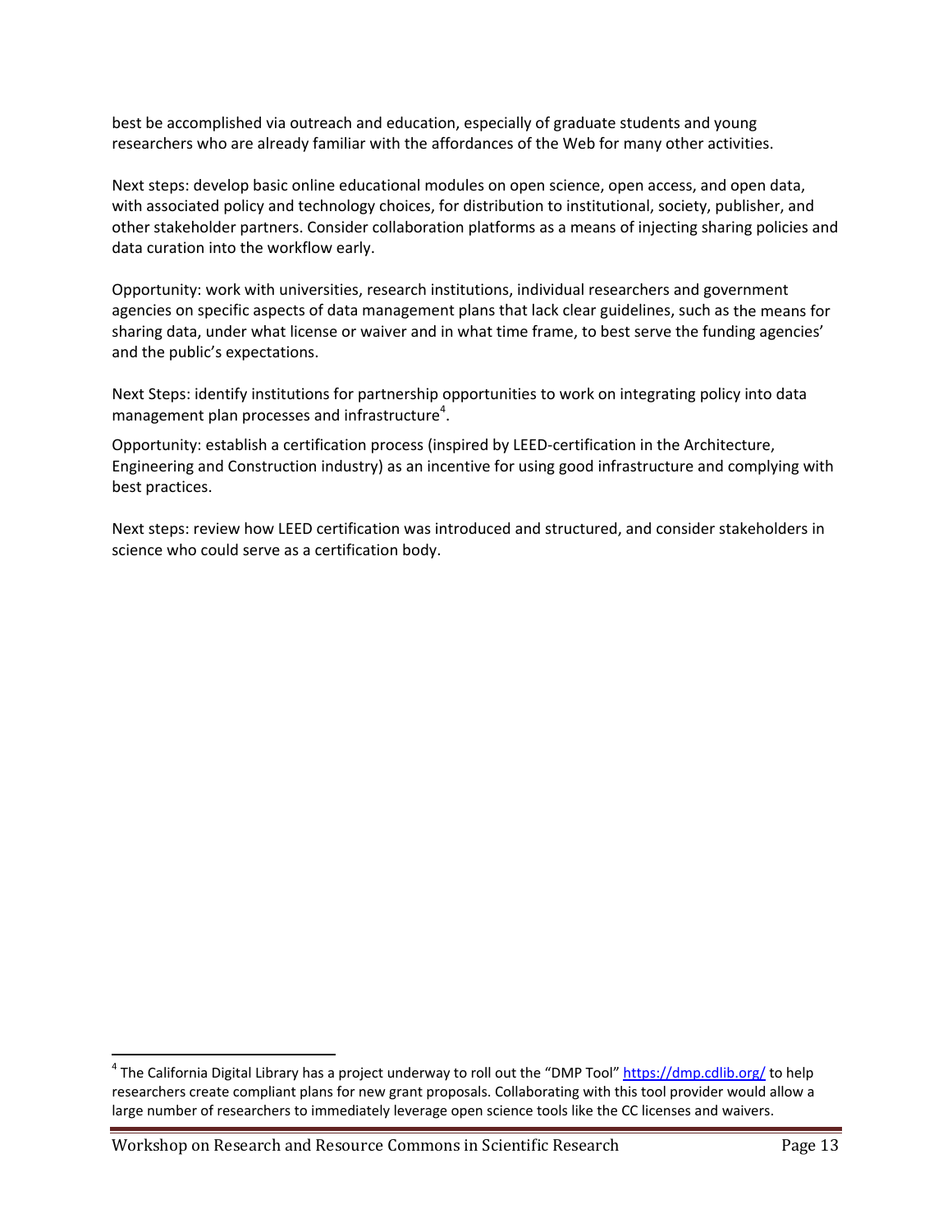best be accomplished via outreach and education, especially of graduate students and young researchers who are already familiar with the affordances of the Web for many other activities.

Next steps: develop basic online educational modules on open science, open access, and open data, with associated policy and technology choices, for distribution to institutional, society, publisher, and other stakeholder partners. Consider collaboration platforms as a means of injecting sharing policies and data curation into the workflow early.

Opportunity: work with universities, research institutions, individual researchers and government agencies on specific aspects of data management plans that lack clear guidelines, such as the means for sharing data, under what license or waiver and in what time frame, to best serve the funding agencies' and the public's expectations.

Next Steps: identify institutions for partnership opportunities to work on integrating policy into data management plan processes and infrastructure[4].

Opportunity: establish a certification process (inspired by LEED-certification in the Architecture, Engineering and Construction industry) as an incentive for using good infrastructure and complying with best practices.

Next steps: review how LEED certification was introduced and structured, and consider stakeholders in science who could serve as a certification body.

---

[4] The California Digital Library has a project underway to roll out the "DMP Tool" https://dmp.cdlib.org/ to help researchers create compliant plans for new grant proposals. Collaborating with this tool provider would allow a large number of researchers to immediately leverage open science tools like the CC licenses and waivers.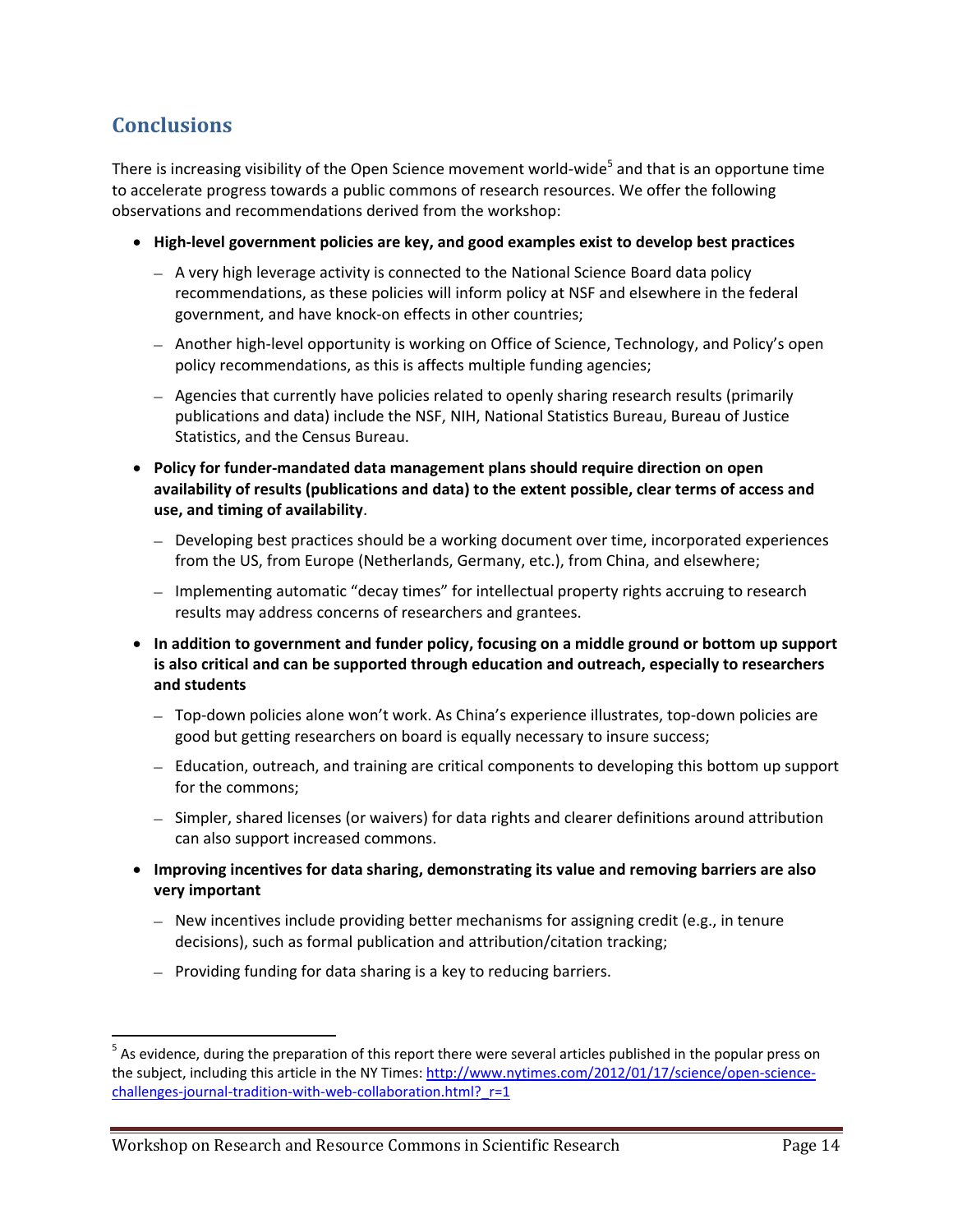## Conclusions

There is increasing visibility of the Open Science movement world-wide[5] and that is an opportune time to accelerate progress towards a public commons of research resources. We offer the following observations and recommendations derived from the workshop:

- **High-level government policies are key, and good examples exist to develop best practices**
  - A very high leverage activity is connected to the National Science Board data policy recommendations, as these policies will inform policy at NSF and elsewhere in the federal government, and have knock-on effects in other countries;
  - Another high-level opportunity is working on Office of Science, Technology, and Policy's open policy recommendations, as this is affects multiple funding agencies;
  - Agencies that currently have policies related to openly sharing research results (primarily publications and data) include the NSF, NIH, National Statistics Bureau, Bureau of Justice Statistics, and the Census Bureau.
- **Policy for funder-mandated data management plans should require direction on open availability of results (publications and data) to the extent possible, clear terms of access and use, and timing of availability**.
  - Developing best practices should be a working document over time, incorporated experiences from the US, from Europe (Netherlands, Germany, etc.), from China, and elsewhere;
  - Implementing automatic "decay times" for intellectual property rights accruing to research results may address concerns of researchers and grantees.
- **In addition to government and funder policy, focusing on a middle ground or bottom up support is also critical and can be supported through education and outreach, especially to researchers and students**
  - Top-down policies alone won't work. As China's experience illustrates, top-down policies are good but getting researchers on board is equally necessary to insure success;
  - Education, outreach, and training are critical components to developing this bottom up support for the commons;
  - Simpler, shared licenses (or waivers) for data rights and clearer definitions around attribution can also support increased commons.
- **Improving incentives for data sharing, demonstrating its value and removing barriers are also very important**
  - New incentives include providing better mechanisms for assigning credit (e.g., in tenure decisions), such as formal publication and attribution/citation tracking;
  - Providing funding for data sharing is a key to reducing barriers.

[5] As evidence, during the preparation of this report there were several articles published in the popular press on the subject, including this article in the NY Times: http://www.nytimes.com/2012/01/17/science/open-science-challenges-journal-tradition-with-web-collaboration.html?_r=1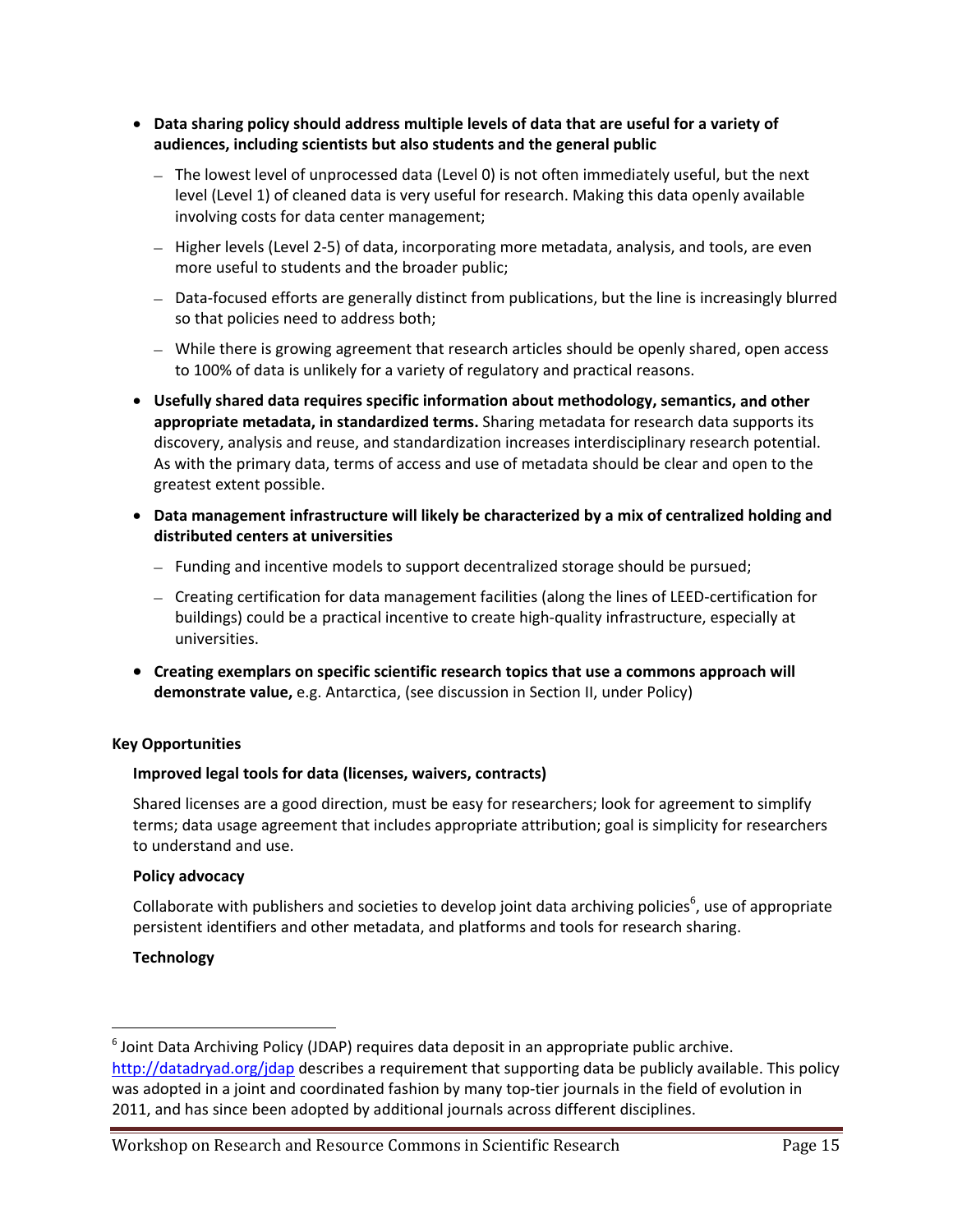- **Data sharing policy should address multiple levels of data that are useful for a variety of audiences, including scientists but also students and the general public**
  - The lowest level of unprocessed data (Level 0) is not often immediately useful, but the next level (Level 1) of cleaned data is very useful for research. Making this data openly available involving costs for data center management;
  - Higher levels (Level 2-5) of data, incorporating more metadata, analysis, and tools, are even more useful to students and the broader public;
  - Data-focused efforts are generally distinct from publications, but the line is increasingly blurred so that policies need to address both;
  - While there is growing agreement that research articles should be openly shared, open access to 100% of data is unlikely for a variety of regulatory and practical reasons.
- **Usefully shared data requires specific information about methodology, semantics, and other appropriate metadata, in standardized terms.** Sharing metadata for research data supports its discovery, analysis and reuse, and standardization increases interdisciplinary research potential. As with the primary data, terms of access and use of metadata should be clear and open to the greatest extent possible.
- **Data management infrastructure will likely be characterized by a mix of centralized holding and distributed centers at universities**
  - Funding and incentive models to support decentralized storage should be pursued;
  - Creating certification for data management facilities (along the lines of LEED-certification for buildings) could be a practical incentive to create high-quality infrastructure, especially at universities.
- **Creating exemplars on specific scientific research topics that use a commons approach will demonstrate value,** e.g. Antarctica, (see discussion in Section II, under Policy)

**Key Opportunities**

**Improved legal tools for data (licenses, waivers, contracts)**

Shared licenses are a good direction, must be easy for researchers; look for agreement to simplify terms; data usage agreement that includes appropriate attribution; goal is simplicity for researchers to understand and use.

**Policy advocacy**

Collaborate with publishers and societies to develop joint data archiving policies[6], use of appropriate persistent identifiers and other metadata, and platforms and tools for research sharing.

**Technology**

[6] Joint Data Archiving Policy (JDAP) requires data deposit in an appropriate public archive. http://datadryad.org/jdap describes a requirement that supporting data be publicly available. This policy was adopted in a joint and coordinated fashion by many top-tier journals in the field of evolution in 2011, and has since been adopted by additional journals across different disciplines.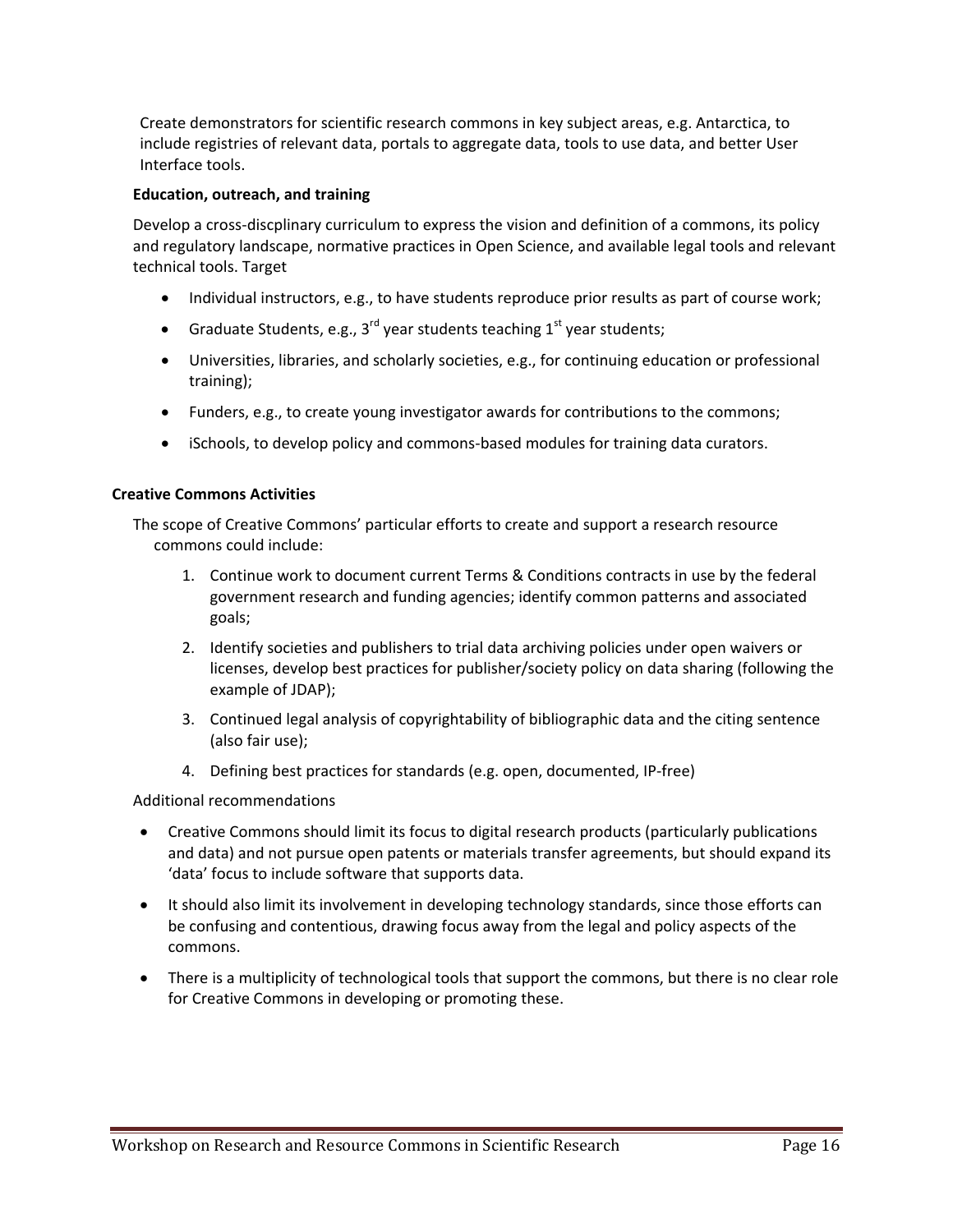Create demonstrators for scientific research commons in key subject areas, e.g. Antarctica, to include registries of relevant data, portals to aggregate data, tools to use data, and better User Interface tools.

**Education, outreach, and training**

Develop a cross-discplinary curriculum to express the vision and definition of a commons, its policy and regulatory landscape, normative practices in Open Science, and available legal tools and relevant technical tools. Target

- Individual instructors, e.g., to have students reproduce prior results as part of course work;
- Graduate Students, e.g., 3rd year students teaching 1st year students;
- Universities, libraries, and scholarly societies, e.g., for continuing education or professional training);
- Funders, e.g., to create young investigator awards for contributions to the commons;
- iSchools, to develop policy and commons-based modules for training data curators.

**Creative Commons Activities**

The scope of Creative Commons' particular efforts to create and support a research resource commons could include:

1. Continue work to document current Terms & Conditions contracts in use by the federal government research and funding agencies; identify common patterns and associated goals;
2. Identify societies and publishers to trial data archiving policies under open waivers or licenses, develop best practices for publisher/society policy on data sharing (following the example of JDAP);
3. Continued legal analysis of copyrightability of bibliographic data and the citing sentence (also fair use);
4. Defining best practices for standards (e.g. open, documented, IP-free)

Additional recommendations

- Creative Commons should limit its focus to digital research products (particularly publications and data) and not pursue open patents or materials transfer agreements, but should expand its 'data' focus to include software that supports data.
- It should also limit its involvement in developing technology standards, since those efforts can be confusing and contentious, drawing focus away from the legal and policy aspects of the commons.
- There is a multiplicity of technological tools that support the commons, but there is no clear role for Creative Commons in developing or promoting these.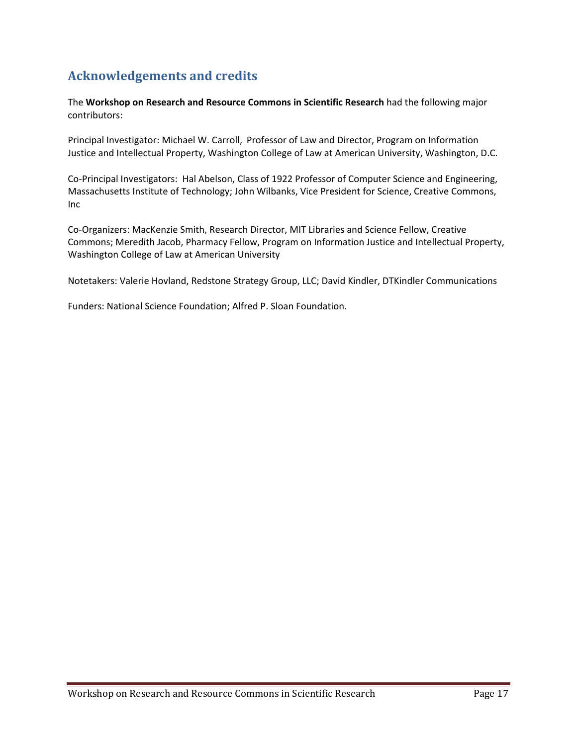## Acknowledgements and credits

The **Workshop on Research and Resource Commons in Scientific Research** had the following major contributors:

Principal Investigator: Michael W. Carroll, Professor of Law and Director, Program on Information Justice and Intellectual Property, Washington College of Law at American University, Washington, D.C.

Co-Principal Investigators: Hal Abelson, Class of 1922 Professor of Computer Science and Engineering, Massachusetts Institute of Technology; John Wilbanks, Vice President for Science, Creative Commons, Inc

Co-Organizers: MacKenzie Smith, Research Director, MIT Libraries and Science Fellow, Creative Commons; Meredith Jacob, Pharmacy Fellow, Program on Information Justice and Intellectual Property, Washington College of Law at American University

Notetakers: Valerie Hovland, Redstone Strategy Group, LLC; David Kindler, DTKindler Communications

Funders: National Science Foundation; Alfred P. Sloan Foundation.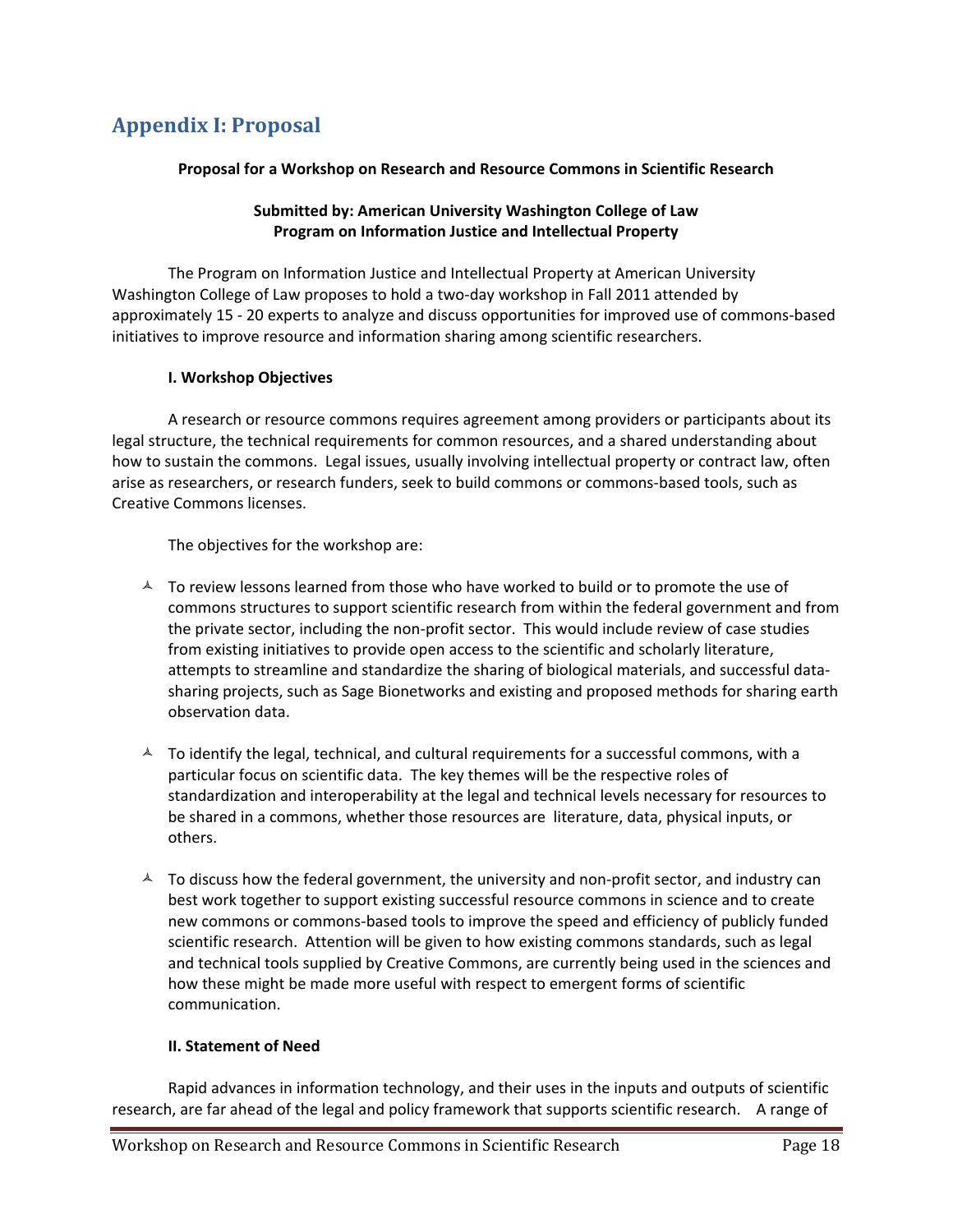# Appendix I: Proposal

**Proposal for a Workshop on Research and Resource Commons in Scientific Research**

**Submitted by: American University Washington College of Law**
**Program on Information Justice and Intellectual Property**

The Program on Information Justice and Intellectual Property at American University Washington College of Law proposes to hold a two-day workshop in Fall 2011 attended by approximately 15 - 20 experts to analyze and discuss opportunities for improved use of commons-based initiatives to improve resource and information sharing among scientific researchers.

**I. Workshop Objectives**

A research or resource commons requires agreement among providers or participants about its legal structure, the technical requirements for common resources, and a shared understanding about how to sustain the commons. Legal issues, usually involving intellectual property or contract law, often arise as researchers, or research funders, seek to build commons or commons-based tools, such as Creative Commons licenses.

The objectives for the workshop are:

- To review lessons learned from those who have worked to build or to promote the use of commons structures to support scientific research from within the federal government and from the private sector, including the non-profit sector. This would include review of case studies from existing initiatives to provide open access to the scientific and scholarly literature, attempts to streamline and standardize the sharing of biological materials, and successful data-sharing projects, such as Sage Bionetworks and existing and proposed methods for sharing earth observation data.

- To identify the legal, technical, and cultural requirements for a successful commons, with a particular focus on scientific data. The key themes will be the respective roles of standardization and interoperability at the legal and technical levels necessary for resources to be shared in a commons, whether those resources are literature, data, physical inputs, or others.

- To discuss how the federal government, the university and non-profit sector, and industry can best work together to support existing successful resource commons in science and to create new commons or commons-based tools to improve the speed and efficiency of publicly funded scientific research. Attention will be given to how existing commons standards, such as legal and technical tools supplied by Creative Commons, are currently being used in the sciences and how these might be made more useful with respect to emergent forms of scientific communication.

**II. Statement of Need**

Rapid advances in information technology, and their uses in the inputs and outputs of scientific research, are far ahead of the legal and policy framework that supports scientific research. A range of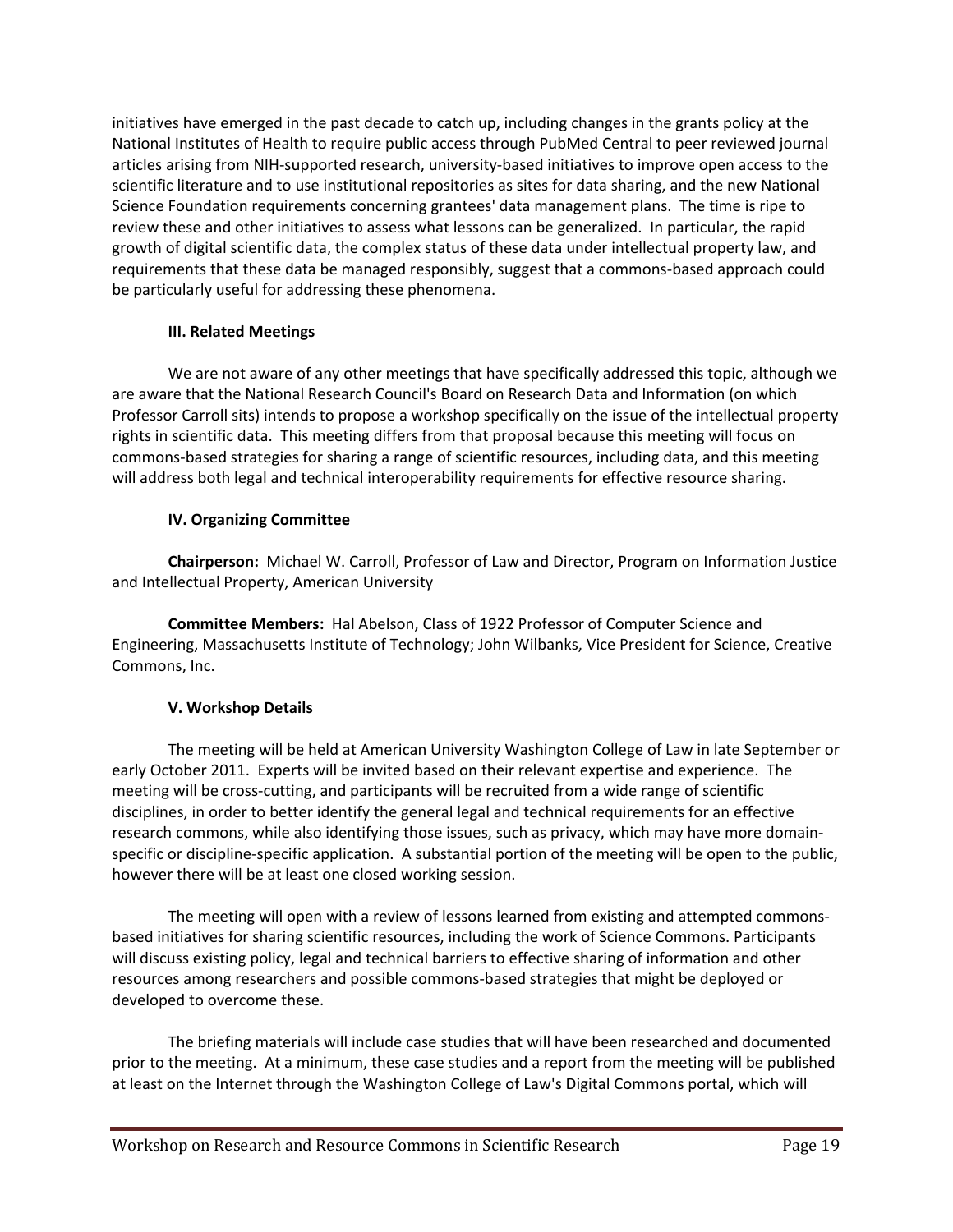initiatives have emerged in the past decade to catch up, including changes in the grants policy at the National Institutes of Health to require public access through PubMed Central to peer reviewed journal articles arising from NIH-supported research, university-based initiatives to improve open access to the scientific literature and to use institutional repositories as sites for data sharing, and the new National Science Foundation requirements concerning grantees' data management plans. The time is ripe to review these and other initiatives to assess what lessons can be generalized. In particular, the rapid growth of digital scientific data, the complex status of these data under intellectual property law, and requirements that these data be managed responsibly, suggest that a commons-based approach could be particularly useful for addressing these phenomena.

### III. Related Meetings

We are not aware of any other meetings that have specifically addressed this topic, although we are aware that the National Research Council's Board on Research Data and Information (on which Professor Carroll sits) intends to propose a workshop specifically on the issue of the intellectual property rights in scientific data. This meeting differs from that proposal because this meeting will focus on commons-based strategies for sharing a range of scientific resources, including data, and this meeting will address both legal and technical interoperability requirements for effective resource sharing.

### IV. Organizing Committee

**Chairperson:** Michael W. Carroll, Professor of Law and Director, Program on Information Justice and Intellectual Property, American University

**Committee Members:** Hal Abelson, Class of 1922 Professor of Computer Science and Engineering, Massachusetts Institute of Technology; John Wilbanks, Vice President for Science, Creative Commons, Inc.

### V. Workshop Details

The meeting will be held at American University Washington College of Law in late September or early October 2011. Experts will be invited based on their relevant expertise and experience. The meeting will be cross-cutting, and participants will be recruited from a wide range of scientific disciplines, in order to better identify the general legal and technical requirements for an effective research commons, while also identifying those issues, such as privacy, which may have more domain-specific or discipline-specific application. A substantial portion of the meeting will be open to the public, however there will be at least one closed working session.

The meeting will open with a review of lessons learned from existing and attempted commons-based initiatives for sharing scientific resources, including the work of Science Commons. Participants will discuss existing policy, legal and technical barriers to effective sharing of information and other resources among researchers and possible commons-based strategies that might be deployed or developed to overcome these.

The briefing materials will include case studies that will have been researched and documented prior to the meeting. At a minimum, these case studies and a report from the meeting will be published at least on the Internet through the Washington College of Law's Digital Commons portal, which will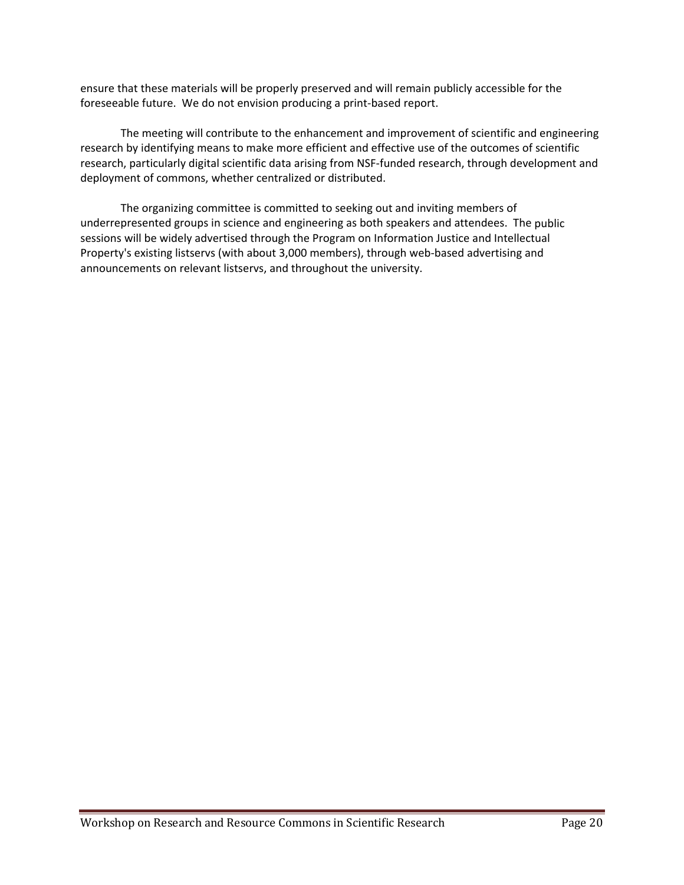ensure that these materials will be properly preserved and will remain publicly accessible for the foreseeable future. We do not envision producing a print-based report.

The meeting will contribute to the enhancement and improvement of scientific and engineering research by identifying means to make more efficient and effective use of the outcomes of scientific research, particularly digital scientific data arising from NSF-funded research, through development and deployment of commons, whether centralized or distributed.

The organizing committee is committed to seeking out and inviting members of underrepresented groups in science and engineering as both speakers and attendees. The public sessions will be widely advertised through the Program on Information Justice and Intellectual Property's existing listservs (with about 3,000 members), through web-based advertising and announcements on relevant listservs, and throughout the university.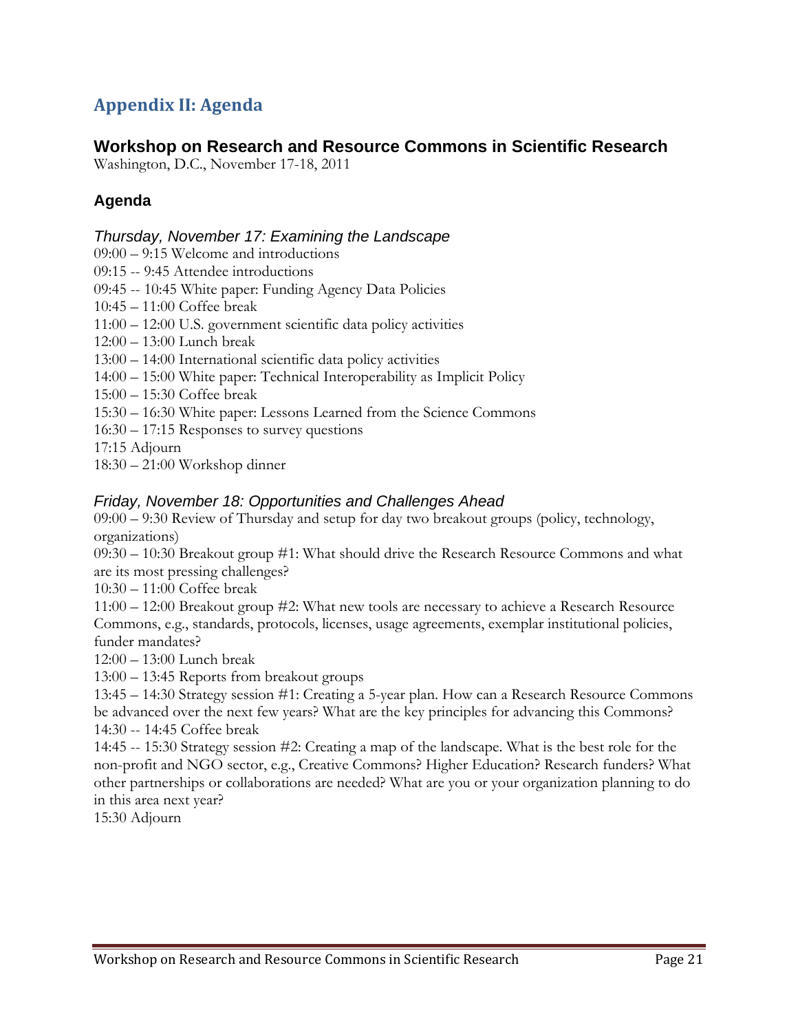# Appendix II: Agenda

## Workshop on Research and Resource Commons in Scientific Research

Washington, D.C., November 17-18, 2011

### Agenda

#### *Thursday, November 17: Examining the Landscape*

09:00 – 9:15 Welcome and introductions
09:15 -- 9:45 Attendee introductions
09:45 -- 10:45 White paper: Funding Agency Data Policies
10:45 – 11:00 Coffee break
11:00 – 12:00 U.S. government scientific data policy activities
12:00 – 13:00 Lunch break
13:00 – 14:00 International scientific data policy activities
14:00 – 15:00 White paper: Technical Interoperability as Implicit Policy
15:00 – 15:30 Coffee break
15:30 – 16:30 White paper: Lessons Learned from the Science Commons
16:30 – 17:15 Responses to survey questions
17:15 Adjourn
18:30 – 21:00 Workshop dinner

#### *Friday, November 18: Opportunities and Challenges Ahead*

09:00 – 9:30 Review of Thursday and setup for day two breakout groups (policy, technology, organizations)
09:30 – 10:30 Breakout group #1: What should drive the Research Resource Commons and what are its most pressing challenges?
10:30 – 11:00 Coffee break
11:00 – 12:00 Breakout group #2: What new tools are necessary to achieve a Research Resource Commons, e.g., standards, protocols, licenses, usage agreements, exemplar institutional policies, funder mandates?
12:00 – 13:00 Lunch break
13:00 – 13:45 Reports from breakout groups
13:45 – 14:30 Strategy session #1: Creating a 5-year plan. How can a Research Resource Commons be advanced over the next few years? What are the key principles for advancing this Commons?
14:30 -- 14:45 Coffee break
14:45 -- 15:30 Strategy session #2: Creating a map of the landscape. What is the best role for the non-profit and NGO sector, e.g., Creative Commons? Higher Education? Research funders? What other partnerships or collaborations are needed? What are you or your organization planning to do in this area next year?
15:30 Adjourn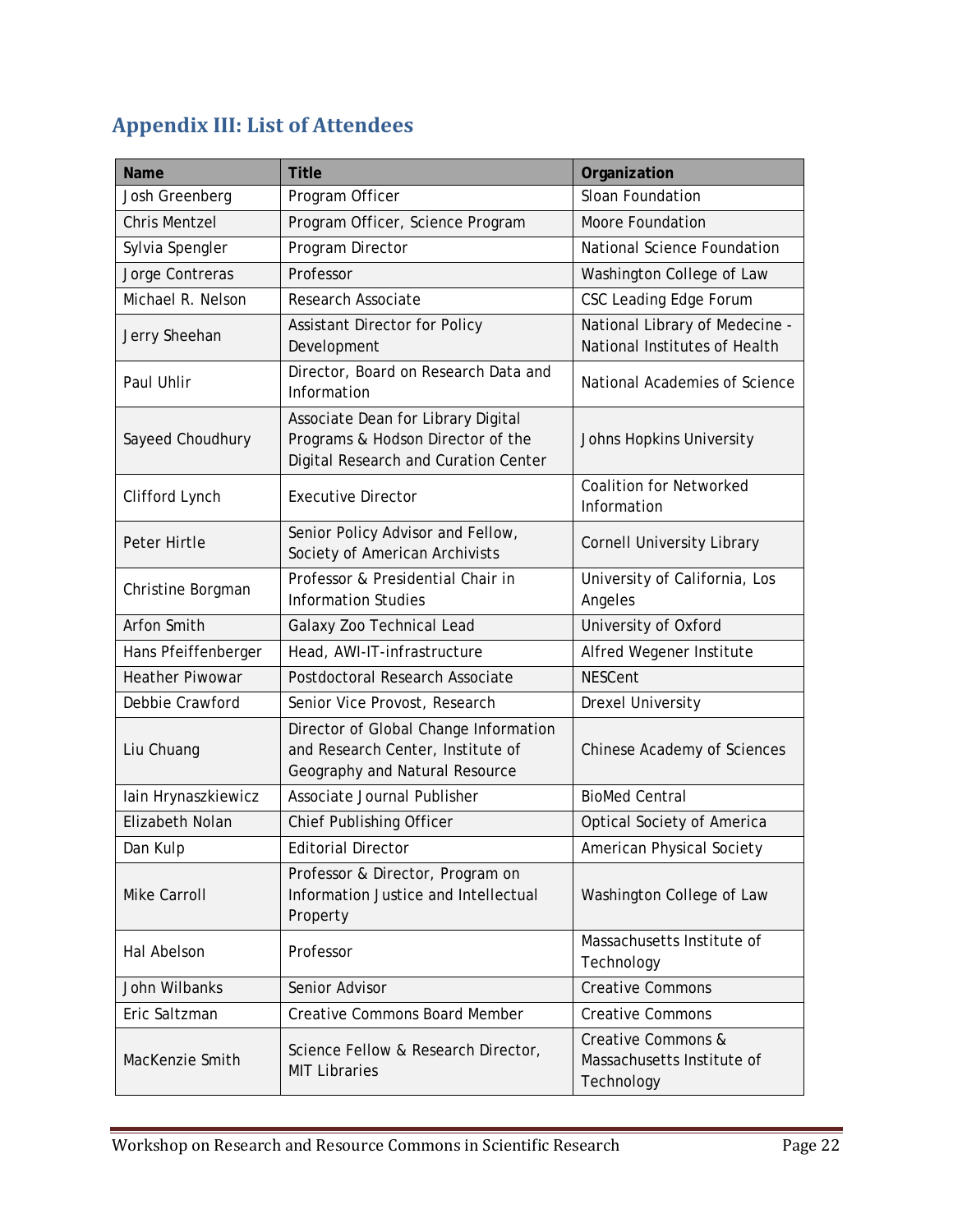## Appendix III: List of Attendees

| Name | Title | Organization |
|---|---|---|
| Josh Greenberg | Program Officer | Sloan Foundation |
| Chris Mentzel | Program Officer, Science Program | Moore Foundation |
| Sylvia Spengler | Program Director | National Science Foundation |
| Jorge Contreras | Professor | Washington College of Law |
| Michael R. Nelson | Research Associate | CSC Leading Edge Forum |
| Jerry Sheehan | Assistant Director for Policy Development | National Library of Medecine - National Institutes of Health |
| Paul Uhlir | Director, Board on Research Data and Information | National Academies of Science |
| Sayeed Choudhury | Associate Dean for Library Digital Programs & Hodson Director of the Digital Research and Curation Center | Johns Hopkins University |
| Clifford Lynch | Executive Director | Coalition for Networked Information |
| Peter Hirtle | Senior Policy Advisor and Fellow, Society of American Archivists | Cornell University Library |
| Christine Borgman | Professor & Presidential Chair in Information Studies | University of California, Los Angeles |
| Arfon Smith | Galaxy Zoo Technical Lead | University of Oxford |
| Hans Pfeiffenberger | Head, AWI-IT-infrastructure | Alfred Wegener Institute |
| Heather Piwowar | Postdoctoral Research Associate | NESCent |
| Debbie Crawford | Senior Vice Provost, Research | Drexel University |
| Liu Chuang | Director of Global Change Information and Research Center, Institute of Geography and Natural Resource | Chinese Academy of Sciences |
| Iain Hrynaszkiewicz | Associate Journal Publisher | BioMed Central |
| Elizabeth Nolan | Chief Publishing Officer | Optical Society of America |
| Dan Kulp | Editorial Director | American Physical Society |
| Mike Carroll | Professor & Director, Program on Information Justice and Intellectual Property | Washington College of Law |
| Hal Abelson | Professor | Massachusetts Institute of Technology |
| John Wilbanks | Senior Advisor | Creative Commons |
| Eric Saltzman | Creative Commons Board Member | Creative Commons |
| MacKenzie Smith | Science Fellow & Research Director, MIT Libraries | Creative Commons & Massachusetts Institute of Technology |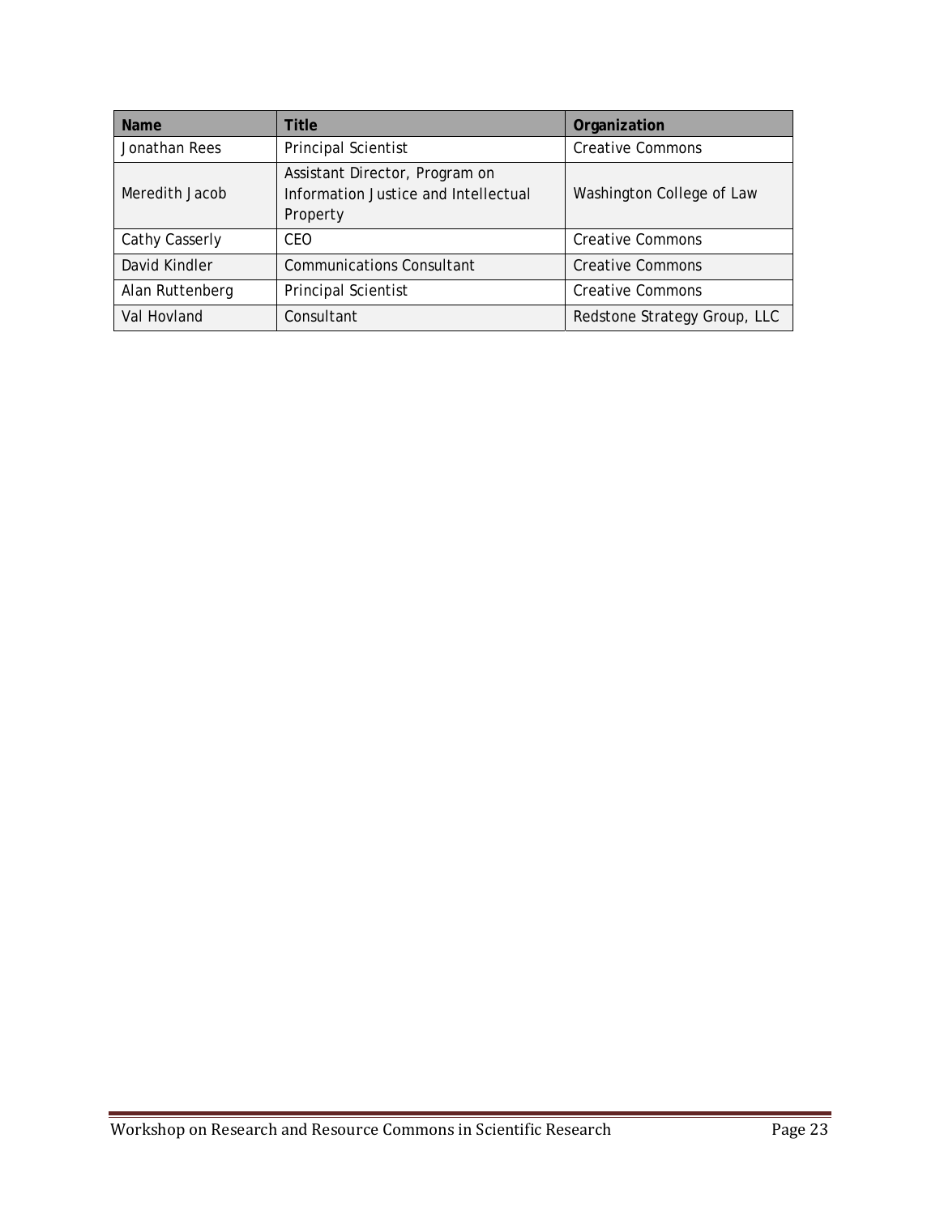| Name | Title | Organization |
| --- | --- | --- |
| Jonathan Rees | Principal Scientist | Creative Commons |
| Meredith Jacob | Assistant Director, Program on Information Justice and Intellectual Property | Washington College of Law |
| Cathy Casserly | CEO | Creative Commons |
| David Kindler | Communications Consultant | Creative Commons |
| Alan Ruttenberg | Principal Scientist | Creative Commons |
| Val Hovland | Consultant | Redstone Strategy Group, LLC |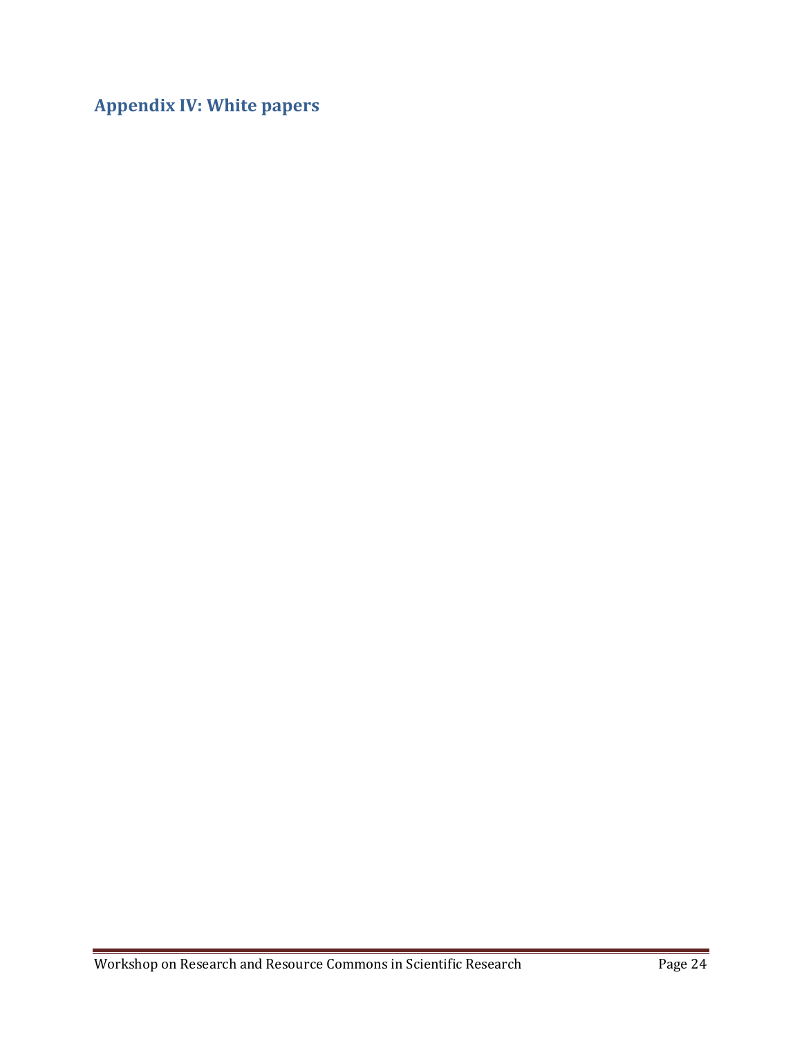## Appendix IV: White papers